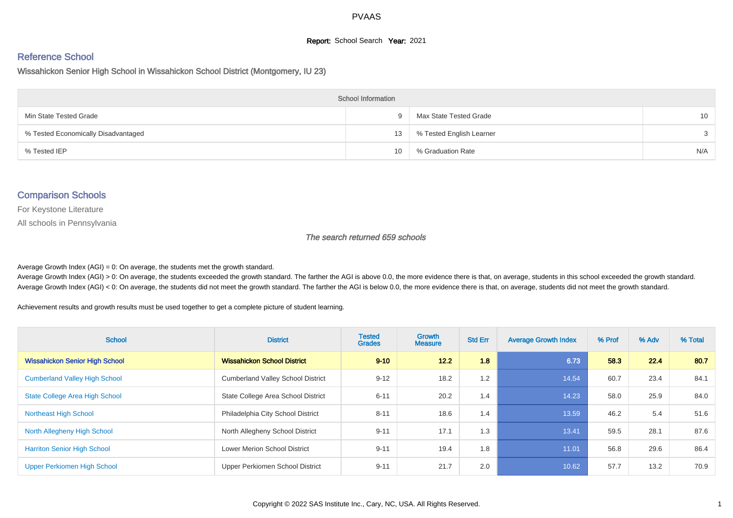# PVAAS

**Report:** School Search **Year:** 2021

## Reference School

Wissahickon Senior High School in Wissahickon School District (Montgomery, IU 23)

| School Information | | | |
|---|---|---|---|
| Min State Tested Grade | 9 | Max State Tested Grade | 10 |
| % Tested Economically Disadvantaged | 13 | % Tested English Learner | 3 |
| % Tested IEP | 10 | % Graduation Rate | N/A |

## Comparison Schools

For Keystone Literature

All schools in Pennsylvania

*The search returned 659 schools*

Average Growth Index (AGI) = 0: On average, the students met the growth standard.

Average Growth Index (AGI) > 0: On average, the students exceeded the growth standard. The farther the AGI is above 0.0, the more evidence there is that, on average, students in this school exceeded the growth standard.

Average Growth Index (AGI) < 0: On average, the students did not meet the growth standard. The farther the AGI is below 0.0, the more evidence there is that, on average, students did not meet the growth standard.

Achievement results and growth results must be used together to get a complete picture of student learning.

| School | District | Tested Grades | Growth Measure | Std Err | Average Growth Index | % Prof | % Adv | % Total |
|---|---|---|---|---|---|---|---|---|
| **Wissahickon Senior High School** | **Wissahickon School District** | **9-10** | **12.2** | **1.8** | **6.73** | **58.3** | **22.4** | **80.7** |
| Cumberland Valley High School | Cumberland Valley School District | 9-12 | 18.2 | 1.2 | 14.54 | 60.7 | 23.4 | 84.1 |
| State College Area High School | State College Area School District | 6-11 | 20.2 | 1.4 | 14.23 | 58.0 | 25.9 | 84.0 |
| Northeast High School | Philadelphia City School District | 8-11 | 18.6 | 1.4 | 13.59 | 46.2 | 5.4 | 51.6 |
| North Allegheny High School | North Allegheny School District | 9-11 | 17.1 | 1.3 | 13.41 | 59.5 | 28.1 | 87.6 |
| Harriton Senior High School | Lower Merion School District | 9-11 | 19.4 | 1.8 | 11.01 | 56.8 | 29.6 | 86.4 |
| Upper Perkiomen High School | Upper Perkiomen School District | 9-11 | 21.7 | 2.0 | 10.62 | 57.7 | 13.2 | 70.9 |

Copyright © 2022 SAS Institute Inc., Cary, NC, USA. All Rights Reserved.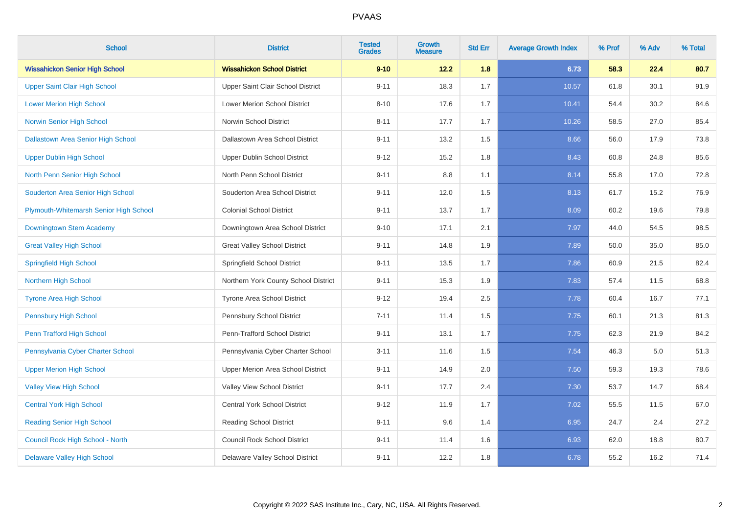# PVAAS

| School | District | Tested Grades | Growth Measure | Std Err | Average Growth Index | % Prof | % Adv | % Total |
|---|---|---|---|---|---|---|---|---|
| **Wissahickon Senior High School** | **Wissahickon School District** | **9-10** | **12.2** | **1.8** | **6.73** | **58.3** | **22.4** | **80.7** |
| Upper Saint Clair High School | Upper Saint Clair School District | 9-11 | 18.3 | 1.7 | 10.57 | 61.8 | 30.1 | 91.9 |
| Lower Merion High School | Lower Merion School District | 8-10 | 17.6 | 1.7 | 10.41 | 54.4 | 30.2 | 84.6 |
| Norwin Senior High School | Norwin School District | 8-11 | 17.7 | 1.7 | 10.26 | 58.5 | 27.0 | 85.4 |
| Dallastown Area Senior High School | Dallastown Area School District | 9-11 | 13.2 | 1.5 | 8.66 | 56.0 | 17.9 | 73.8 |
| Upper Dublin High School | Upper Dublin School District | 9-12 | 15.2 | 1.8 | 8.43 | 60.8 | 24.8 | 85.6 |
| North Penn Senior High School | North Penn School District | 9-11 | 8.8 | 1.1 | 8.14 | 55.8 | 17.0 | 72.8 |
| Souderton Area Senior High School | Souderton Area School District | 9-11 | 12.0 | 1.5 | 8.13 | 61.7 | 15.2 | 76.9 |
| Plymouth-Whitemarsh Senior High School | Colonial School District | 9-11 | 13.7 | 1.7 | 8.09 | 60.2 | 19.6 | 79.8 |
| Downingtown Stem Academy | Downingtown Area School District | 9-10 | 17.1 | 2.1 | 7.97 | 44.0 | 54.5 | 98.5 |
| Great Valley High School | Great Valley School District | 9-11 | 14.8 | 1.9 | 7.89 | 50.0 | 35.0 | 85.0 |
| Springfield High School | Springfield School District | 9-11 | 13.5 | 1.7 | 7.86 | 60.9 | 21.5 | 82.4 |
| Northern High School | Northern York County School District | 9-11 | 15.3 | 1.9 | 7.83 | 57.4 | 11.5 | 68.8 |
| Tyrone Area High School | Tyrone Area School District | 9-12 | 19.4 | 2.5 | 7.78 | 60.4 | 16.7 | 77.1 |
| Pennsbury High School | Pennsbury School District | 7-11 | 11.4 | 1.5 | 7.75 | 60.1 | 21.3 | 81.3 |
| Penn Trafford High School | Penn-Trafford School District | 9-11 | 13.1 | 1.7 | 7.75 | 62.3 | 21.9 | 84.2 |
| Pennsylvania Cyber Charter School | Pennsylvania Cyber Charter School | 3-11 | 11.6 | 1.5 | 7.54 | 46.3 | 5.0 | 51.3 |
| Upper Merion High School | Upper Merion Area School District | 9-11 | 14.9 | 2.0 | 7.50 | 59.3 | 19.3 | 78.6 |
| Valley View High School | Valley View School District | 9-11 | 17.7 | 2.4 | 7.30 | 53.7 | 14.7 | 68.4 |
| Central York High School | Central York School District | 9-12 | 11.9 | 1.7 | 7.02 | 55.5 | 11.5 | 67.0 |
| Reading Senior High School | Reading School District | 9-11 | 9.6 | 1.4 | 6.95 | 24.7 | 2.4 | 27.2 |
| Council Rock High School - North | Council Rock School District | 9-11 | 11.4 | 1.6 | 6.93 | 62.0 | 18.8 | 80.7 |
| Delaware Valley High School | Delaware Valley School District | 9-11 | 12.2 | 1.8 | 6.78 | 55.2 | 16.2 | 71.4 |

Copyright © 2022 SAS Institute Inc., Cary, NC, USA. All Rights Reserved.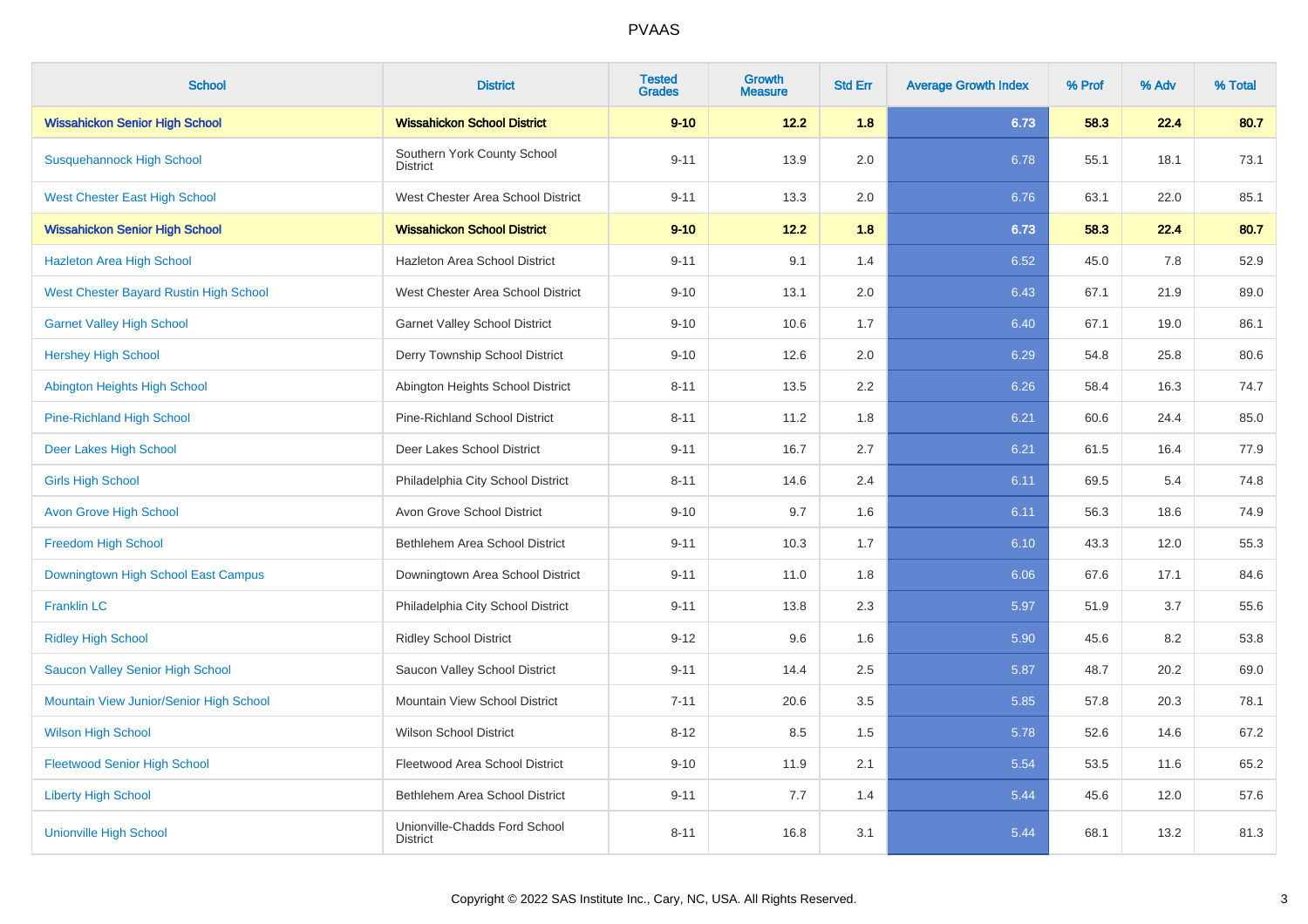| School | District | Tested Grades | Growth Measure | Std Err | Average Growth Index | % Prof | % Adv | % Total |
|---|---|---|---|---|---|---|---|---|
| **Wissahickon Senior High School** | **Wissahickon School District** | **9-10** | **12.2** | **1.8** | **6.73** | **58.3** | **22.4** | **80.7** |
| Susquehannock High School | Southern York County School District | 9-11 | 13.9 | 2.0 | 6.78 | 55.1 | 18.1 | 73.1 |
| West Chester East High School | West Chester Area School District | 9-11 | 13.3 | 2.0 | 6.76 | 63.1 | 22.0 | 85.1 |
| **Wissahickon Senior High School** | **Wissahickon School District** | **9-10** | **12.2** | **1.8** | **6.73** | **58.3** | **22.4** | **80.7** |
| Hazleton Area High School | Hazleton Area School District | 9-11 | 9.1 | 1.4 | 6.52 | 45.0 | 7.8 | 52.9 |
| West Chester Bayard Rustin High School | West Chester Area School District | 9-10 | 13.1 | 2.0 | 6.43 | 67.1 | 21.9 | 89.0 |
| Garnet Valley High School | Garnet Valley School District | 9-10 | 10.6 | 1.7 | 6.40 | 67.1 | 19.0 | 86.1 |
| Hershey High School | Derry Township School District | 9-10 | 12.6 | 2.0 | 6.29 | 54.8 | 25.8 | 80.6 |
| Abington Heights High School | Abington Heights School District | 8-11 | 13.5 | 2.2 | 6.26 | 58.4 | 16.3 | 74.7 |
| Pine-Richland High School | Pine-Richland School District | 8-11 | 11.2 | 1.8 | 6.21 | 60.6 | 24.4 | 85.0 |
| Deer Lakes High School | Deer Lakes School District | 9-11 | 16.7 | 2.7 | 6.21 | 61.5 | 16.4 | 77.9 |
| Girls High School | Philadelphia City School District | 8-11 | 14.6 | 2.4 | 6.11 | 69.5 | 5.4 | 74.8 |
| Avon Grove High School | Avon Grove School District | 9-10 | 9.7 | 1.6 | 6.11 | 56.3 | 18.6 | 74.9 |
| Freedom High School | Bethlehem Area School District | 9-11 | 10.3 | 1.7 | 6.10 | 43.3 | 12.0 | 55.3 |
| Downingtown High School East Campus | Downingtown Area School District | 9-11 | 11.0 | 1.8 | 6.06 | 67.6 | 17.1 | 84.6 |
| Franklin LC | Philadelphia City School District | 9-11 | 13.8 | 2.3 | 5.97 | 51.9 | 3.7 | 55.6 |
| Ridley High School | Ridley School District | 9-12 | 9.6 | 1.6 | 5.90 | 45.6 | 8.2 | 53.8 |
| Saucon Valley Senior High School | Saucon Valley School District | 9-11 | 14.4 | 2.5 | 5.87 | 48.7 | 20.2 | 69.0 |
| Mountain View Junior/Senior High School | Mountain View School District | 7-11 | 20.6 | 3.5 | 5.85 | 57.8 | 20.3 | 78.1 |
| Wilson High School | Wilson School District | 8-12 | 8.5 | 1.5 | 5.78 | 52.6 | 14.6 | 67.2 |
| Fleetwood Senior High School | Fleetwood Area School District | 9-10 | 11.9 | 2.1 | 5.54 | 53.5 | 11.6 | 65.2 |
| Liberty High School | Bethlehem Area School District | 9-11 | 7.7 | 1.4 | 5.44 | 45.6 | 12.0 | 57.6 |
| Unionville High School | Unionville-Chadds Ford School District | 8-11 | 16.8 | 3.1 | 5.44 | 68.1 | 13.2 | 81.3 |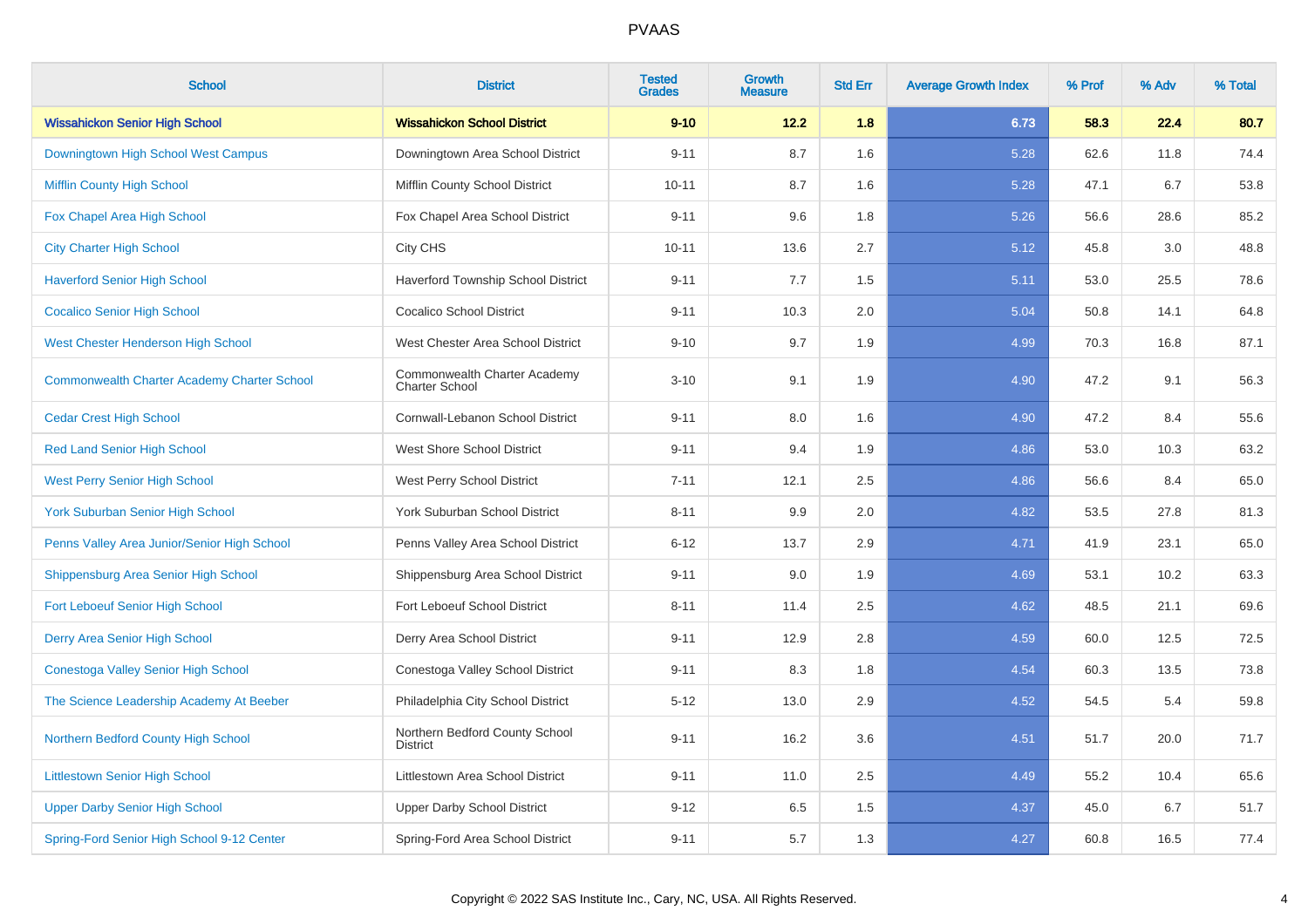# PVAAS

| School | District | Tested Grades | Growth Measure | Std Err | Average Growth Index | % Prof | % Adv | % Total |
|---|---|---|---|---|---|---|---|---|
| **Wissahickon Senior High School** | **Wissahickon School District** | **9-10** | **12.2** | **1.8** | **6.73** | **58.3** | **22.4** | **80.7** |
| Downingtown High School West Campus | Downingtown Area School District | 9-11 | 8.7 | 1.6 | 5.28 | 62.6 | 11.8 | 74.4 |
| Mifflin County High School | Mifflin County School District | 10-11 | 8.7 | 1.6 | 5.28 | 47.1 | 6.7 | 53.8 |
| Fox Chapel Area High School | Fox Chapel Area School District | 9-11 | 9.6 | 1.8 | 5.26 | 56.6 | 28.6 | 85.2 |
| City Charter High School | City CHS | 10-11 | 13.6 | 2.7 | 5.12 | 45.8 | 3.0 | 48.8 |
| Haverford Senior High School | Haverford Township School District | 9-11 | 7.7 | 1.5 | 5.11 | 53.0 | 25.5 | 78.6 |
| Cocalico Senior High School | Cocalico School District | 9-11 | 10.3 | 2.0 | 5.04 | 50.8 | 14.1 | 64.8 |
| West Chester Henderson High School | West Chester Area School District | 9-10 | 9.7 | 1.9 | 4.99 | 70.3 | 16.8 | 87.1 |
| Commonwealth Charter Academy Charter School | Commonwealth Charter Academy Charter School | 3-10 | 9.1 | 1.9 | 4.90 | 47.2 | 9.1 | 56.3 |
| Cedar Crest High School | Cornwall-Lebanon School District | 9-11 | 8.0 | 1.6 | 4.90 | 47.2 | 8.4 | 55.6 |
| Red Land Senior High School | West Shore School District | 9-11 | 9.4 | 1.9 | 4.86 | 53.0 | 10.3 | 63.2 |
| West Perry Senior High School | West Perry School District | 7-11 | 12.1 | 2.5 | 4.86 | 56.6 | 8.4 | 65.0 |
| York Suburban Senior High School | York Suburban School District | 8-11 | 9.9 | 2.0 | 4.82 | 53.5 | 27.8 | 81.3 |
| Penns Valley Area Junior/Senior High School | Penns Valley Area School District | 6-12 | 13.7 | 2.9 | 4.71 | 41.9 | 23.1 | 65.0 |
| Shippensburg Area Senior High School | Shippensburg Area School District | 9-11 | 9.0 | 1.9 | 4.69 | 53.1 | 10.2 | 63.3 |
| Fort Leboeuf Senior High School | Fort Leboeuf School District | 8-11 | 11.4 | 2.5 | 4.62 | 48.5 | 21.1 | 69.6 |
| Derry Area Senior High School | Derry Area School District | 9-11 | 12.9 | 2.8 | 4.59 | 60.0 | 12.5 | 72.5 |
| Conestoga Valley Senior High School | Conestoga Valley School District | 9-11 | 8.3 | 1.8 | 4.54 | 60.3 | 13.5 | 73.8 |
| The Science Leadership Academy At Beeber | Philadelphia City School District | 5-12 | 13.0 | 2.9 | 4.52 | 54.5 | 5.4 | 59.8 |
| Northern Bedford County High School | Northern Bedford County School District | 9-11 | 16.2 | 3.6 | 4.51 | 51.7 | 20.0 | 71.7 |
| Littlestown Senior High School | Littlestown Area School District | 9-11 | 11.0 | 2.5 | 4.49 | 55.2 | 10.4 | 65.6 |
| Upper Darby Senior High School | Upper Darby School District | 9-12 | 6.5 | 1.5 | 4.37 | 45.0 | 6.7 | 51.7 |
| Spring-Ford Senior High School 9-12 Center | Spring-Ford Area School District | 9-11 | 5.7 | 1.3 | 4.27 | 60.8 | 16.5 | 77.4 |

Copyright © 2022 SAS Institute Inc., Cary, NC, USA. All Rights Reserved.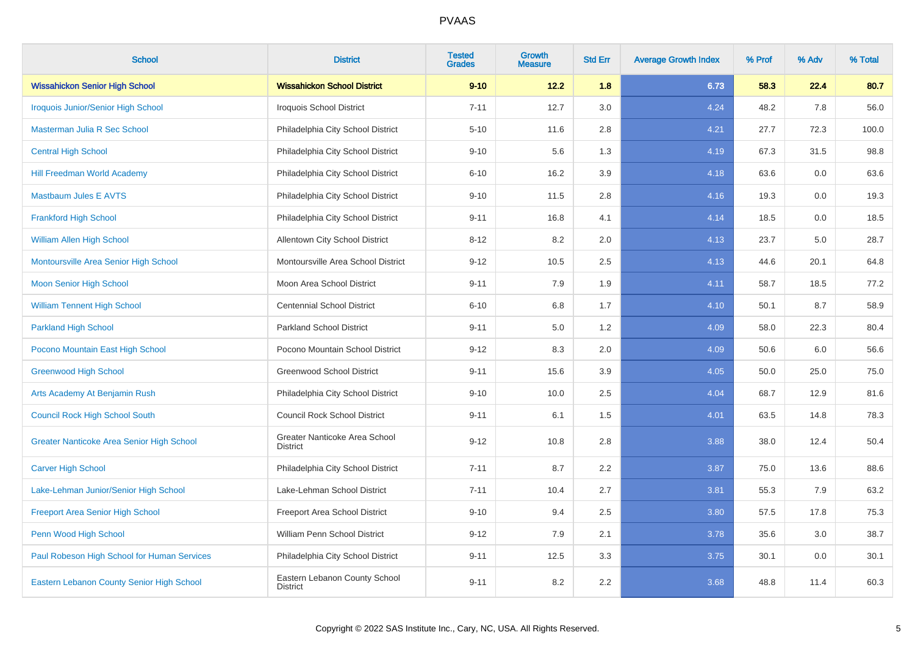| School | District | Tested Grades | Growth Measure | Std Err | Average Growth Index | % Prof | % Adv | % Total |
|---|---|---|---|---|---|---|---|---|
| **Wissahickon Senior High School** | **Wissahickon School District** | **9-10** | **12.2** | **1.8** | **6.73** | **58.3** | **22.4** | **80.7** |
| Iroquois Junior/Senior High School | Iroquois School District | 7-11 | 12.7 | 3.0 | 4.24 | 48.2 | 7.8 | 56.0 |
| Masterman Julia R Sec School | Philadelphia City School District | 5-10 | 11.6 | 2.8 | 4.21 | 27.7 | 72.3 | 100.0 |
| Central High School | Philadelphia City School District | 9-10 | 5.6 | 1.3 | 4.19 | 67.3 | 31.5 | 98.8 |
| Hill Freedman World Academy | Philadelphia City School District | 6-10 | 16.2 | 3.9 | 4.18 | 63.6 | 0.0 | 63.6 |
| Mastbaum Jules E AVTS | Philadelphia City School District | 9-10 | 11.5 | 2.8 | 4.16 | 19.3 | 0.0 | 19.3 |
| Frankford High School | Philadelphia City School District | 9-11 | 16.8 | 4.1 | 4.14 | 18.5 | 0.0 | 18.5 |
| William Allen High School | Allentown City School District | 8-12 | 8.2 | 2.0 | 4.13 | 23.7 | 5.0 | 28.7 |
| Montoursville Area Senior High School | Montoursville Area School District | 9-12 | 10.5 | 2.5 | 4.13 | 44.6 | 20.1 | 64.8 |
| Moon Senior High School | Moon Area School District | 9-11 | 7.9 | 1.9 | 4.11 | 58.7 | 18.5 | 77.2 |
| William Tennent High School | Centennial School District | 6-10 | 6.8 | 1.7 | 4.10 | 50.1 | 8.7 | 58.9 |
| Parkland High School | Parkland School District | 9-11 | 5.0 | 1.2 | 4.09 | 58.0 | 22.3 | 80.4 |
| Pocono Mountain East High School | Pocono Mountain School District | 9-12 | 8.3 | 2.0 | 4.09 | 50.6 | 6.0 | 56.6 |
| Greenwood High School | Greenwood School District | 9-11 | 15.6 | 3.9 | 4.05 | 50.0 | 25.0 | 75.0 |
| Arts Academy At Benjamin Rush | Philadelphia City School District | 9-10 | 10.0 | 2.5 | 4.04 | 68.7 | 12.9 | 81.6 |
| Council Rock High School South | Council Rock School District | 9-11 | 6.1 | 1.5 | 4.01 | 63.5 | 14.8 | 78.3 |
| Greater Nanticoke Area Senior High School | Greater Nanticoke Area School District | 9-12 | 10.8 | 2.8 | 3.88 | 38.0 | 12.4 | 50.4 |
| Carver High School | Philadelphia City School District | 7-11 | 8.7 | 2.2 | 3.87 | 75.0 | 13.6 | 88.6 |
| Lake-Lehman Junior/Senior High School | Lake-Lehman School District | 7-11 | 10.4 | 2.7 | 3.81 | 55.3 | 7.9 | 63.2 |
| Freeport Area Senior High School | Freeport Area School District | 9-10 | 9.4 | 2.5 | 3.80 | 57.5 | 17.8 | 75.3 |
| Penn Wood High School | William Penn School District | 9-12 | 7.9 | 2.1 | 3.78 | 35.6 | 3.0 | 38.7 |
| Paul Robeson High School for Human Services | Philadelphia City School District | 9-11 | 12.5 | 3.3 | 3.75 | 30.1 | 0.0 | 30.1 |
| Eastern Lebanon County Senior High School | Eastern Lebanon County School District | 9-11 | 8.2 | 2.2 | 3.68 | 48.8 | 11.4 | 60.3 |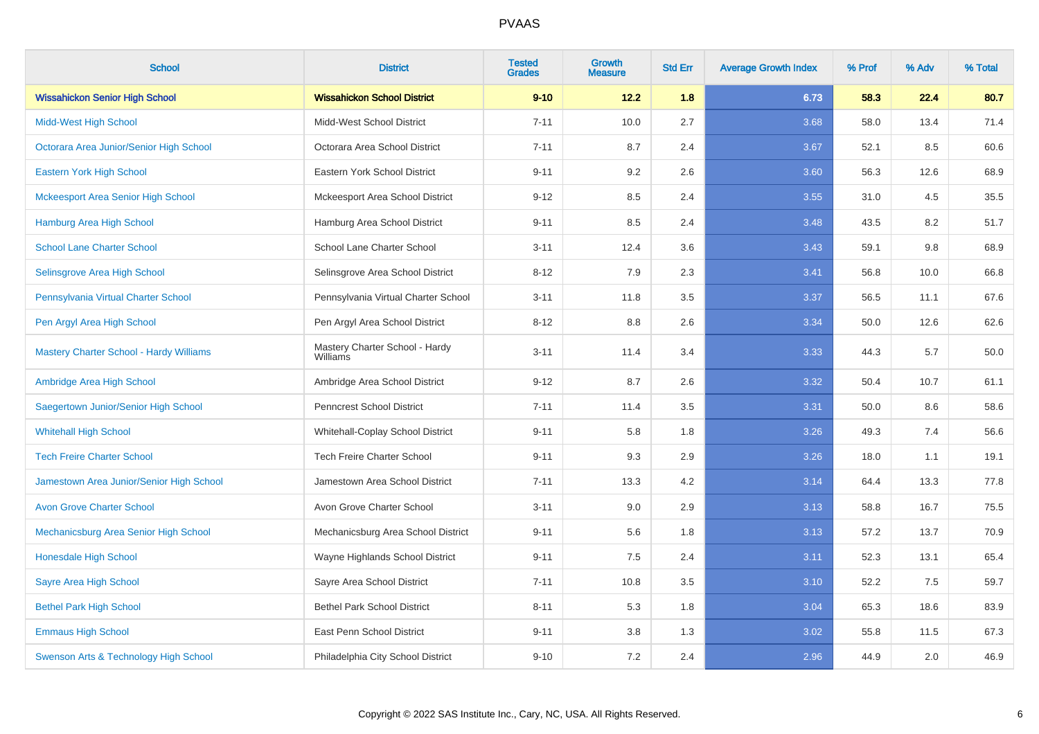| School | District | Tested Grades | Growth Measure | Std Err | Average Growth Index | % Prof | % Adv | % Total |
|---|---|---|---|---|---|---|---|---|
| **Wissahickon Senior High School** | **Wissahickon School District** | **9-10** | **12.2** | **1.8** | **6.73** | **58.3** | **22.4** | **80.7** |
| Midd-West High School | Midd-West School District | 7-11 | 10.0 | 2.7 | 3.68 | 58.0 | 13.4 | 71.4 |
| Octorara Area Junior/Senior High School | Octorara Area School District | 7-11 | 8.7 | 2.4 | 3.67 | 52.1 | 8.5 | 60.6 |
| Eastern York High School | Eastern York School District | 9-11 | 9.2 | 2.6 | 3.60 | 56.3 | 12.6 | 68.9 |
| Mckeesport Area Senior High School | Mckeesport Area School District | 9-12 | 8.5 | 2.4 | 3.55 | 31.0 | 4.5 | 35.5 |
| Hamburg Area High School | Hamburg Area School District | 9-11 | 8.5 | 2.4 | 3.48 | 43.5 | 8.2 | 51.7 |
| School Lane Charter School | School Lane Charter School | 3-11 | 12.4 | 3.6 | 3.43 | 59.1 | 9.8 | 68.9 |
| Selinsgrove Area High School | Selinsgrove Area School District | 8-12 | 7.9 | 2.3 | 3.41 | 56.8 | 10.0 | 66.8 |
| Pennsylvania Virtual Charter School | Pennsylvania Virtual Charter School | 3-11 | 11.8 | 3.5 | 3.37 | 56.5 | 11.1 | 67.6 |
| Pen Argyl Area High School | Pen Argyl Area School District | 8-12 | 8.8 | 2.6 | 3.34 | 50.0 | 12.6 | 62.6 |
| Mastery Charter School - Hardy Williams | Mastery Charter School - Hardy Williams | 3-11 | 11.4 | 3.4 | 3.33 | 44.3 | 5.7 | 50.0 |
| Ambridge Area High School | Ambridge Area School District | 9-12 | 8.7 | 2.6 | 3.32 | 50.4 | 10.7 | 61.1 |
| Saegertown Junior/Senior High School | Penncrest School District | 7-11 | 11.4 | 3.5 | 3.31 | 50.0 | 8.6 | 58.6 |
| Whitehall High School | Whitehall-Coplay School District | 9-11 | 5.8 | 1.8 | 3.26 | 49.3 | 7.4 | 56.6 |
| Tech Freire Charter School | Tech Freire Charter School | 9-11 | 9.3 | 2.9 | 3.26 | 18.0 | 1.1 | 19.1 |
| Jamestown Area Junior/Senior High School | Jamestown Area School District | 7-11 | 13.3 | 4.2 | 3.14 | 64.4 | 13.3 | 77.8 |
| Avon Grove Charter School | Avon Grove Charter School | 3-11 | 9.0 | 2.9 | 3.13 | 58.8 | 16.7 | 75.5 |
| Mechanicsburg Area Senior High School | Mechanicsburg Area School District | 9-11 | 5.6 | 1.8 | 3.13 | 57.2 | 13.7 | 70.9 |
| Honesdale High School | Wayne Highlands School District | 9-11 | 7.5 | 2.4 | 3.11 | 52.3 | 13.1 | 65.4 |
| Sayre Area High School | Sayre Area School District | 7-11 | 10.8 | 3.5 | 3.10 | 52.2 | 7.5 | 59.7 |
| Bethel Park High School | Bethel Park School District | 8-11 | 5.3 | 1.8 | 3.04 | 65.3 | 18.6 | 83.9 |
| Emmaus High School | East Penn School District | 9-11 | 3.8 | 1.3 | 3.02 | 55.8 | 11.5 | 67.3 |
| Swenson Arts & Technology High School | Philadelphia City School District | 9-10 | 7.2 | 2.4 | 2.96 | 44.9 | 2.0 | 46.9 |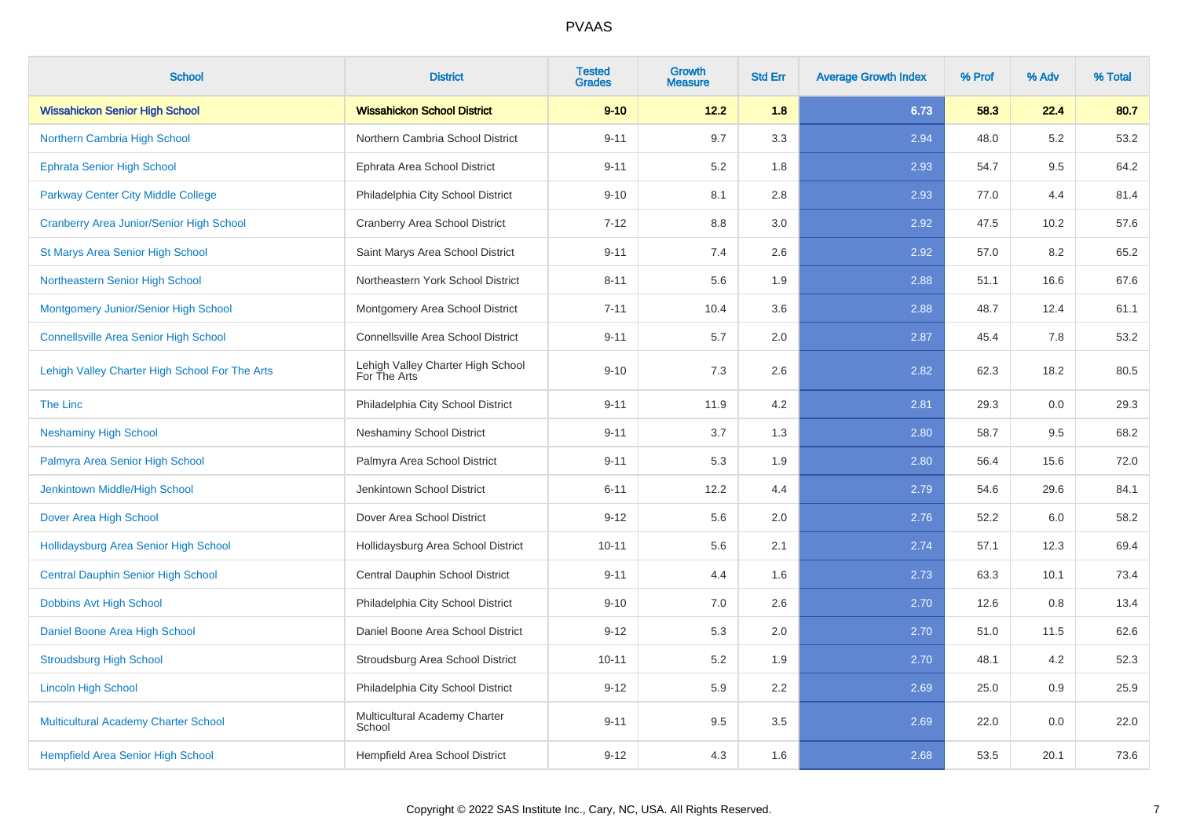# PVAAS

| School | District | Tested Grades | Growth Measure | Std Err | Average Growth Index | % Prof | % Adv | % Total |
|---|---|---|---|---|---|---|---|---|
| **Wissahickon Senior High School** | **Wissahickon School District** | **9-10** | **12.2** | **1.8** | **6.73** | **58.3** | **22.4** | **80.7** |
| Northern Cambria High School | Northern Cambria School District | 9-11 | 9.7 | 3.3 | 2.94 | 48.0 | 5.2 | 53.2 |
| Ephrata Senior High School | Ephrata Area School District | 9-11 | 5.2 | 1.8 | 2.93 | 54.7 | 9.5 | 64.2 |
| Parkway Center City Middle College | Philadelphia City School District | 9-10 | 8.1 | 2.8 | 2.93 | 77.0 | 4.4 | 81.4 |
| Cranberry Area Junior/Senior High School | Cranberry Area School District | 7-12 | 8.8 | 3.0 | 2.92 | 47.5 | 10.2 | 57.6 |
| St Marys Area Senior High School | Saint Marys Area School District | 9-11 | 7.4 | 2.6 | 2.92 | 57.0 | 8.2 | 65.2 |
| Northeastern Senior High School | Northeastern York School District | 8-11 | 5.6 | 1.9 | 2.88 | 51.1 | 16.6 | 67.6 |
| Montgomery Junior/Senior High School | Montgomery Area School District | 7-11 | 10.4 | 3.6 | 2.88 | 48.7 | 12.4 | 61.1 |
| Connellsville Area Senior High School | Connellsville Area School District | 9-11 | 5.7 | 2.0 | 2.87 | 45.4 | 7.8 | 53.2 |
| Lehigh Valley Charter High School For The Arts | Lehigh Valley Charter High School For The Arts | 9-10 | 7.3 | 2.6 | 2.82 | 62.3 | 18.2 | 80.5 |
| The Linc | Philadelphia City School District | 9-11 | 11.9 | 4.2 | 2.81 | 29.3 | 0.0 | 29.3 |
| Neshaminy High School | Neshaminy School District | 9-11 | 3.7 | 1.3 | 2.80 | 58.7 | 9.5 | 68.2 |
| Palmyra Area Senior High School | Palmyra Area School District | 9-11 | 5.3 | 1.9 | 2.80 | 56.4 | 15.6 | 72.0 |
| Jenkintown Middle/High School | Jenkintown School District | 6-11 | 12.2 | 4.4 | 2.79 | 54.6 | 29.6 | 84.1 |
| Dover Area High School | Dover Area School District | 9-12 | 5.6 | 2.0 | 2.76 | 52.2 | 6.0 | 58.2 |
| Hollidaysburg Area Senior High School | Hollidaysburg Area School District | 10-11 | 5.6 | 2.1 | 2.74 | 57.1 | 12.3 | 69.4 |
| Central Dauphin Senior High School | Central Dauphin School District | 9-11 | 4.4 | 1.6 | 2.73 | 63.3 | 10.1 | 73.4 |
| Dobbins Avt High School | Philadelphia City School District | 9-10 | 7.0 | 2.6 | 2.70 | 12.6 | 0.8 | 13.4 |
| Daniel Boone Area High School | Daniel Boone Area School District | 9-12 | 5.3 | 2.0 | 2.70 | 51.0 | 11.5 | 62.6 |
| Stroudsburg High School | Stroudsburg Area School District | 10-11 | 5.2 | 1.9 | 2.70 | 48.1 | 4.2 | 52.3 |
| Lincoln High School | Philadelphia City School District | 9-12 | 5.9 | 2.2 | 2.69 | 25.0 | 0.9 | 25.9 |
| Multicultural Academy Charter School | Multicultural Academy Charter School | 9-11 | 9.5 | 3.5 | 2.69 | 22.0 | 0.0 | 22.0 |
| Hempfield Area Senior High School | Hempfield Area School District | 9-12 | 4.3 | 1.6 | 2.68 | 53.5 | 20.1 | 73.6 |

Copyright © 2022 SAS Institute Inc., Cary, NC, USA. All Rights Reserved.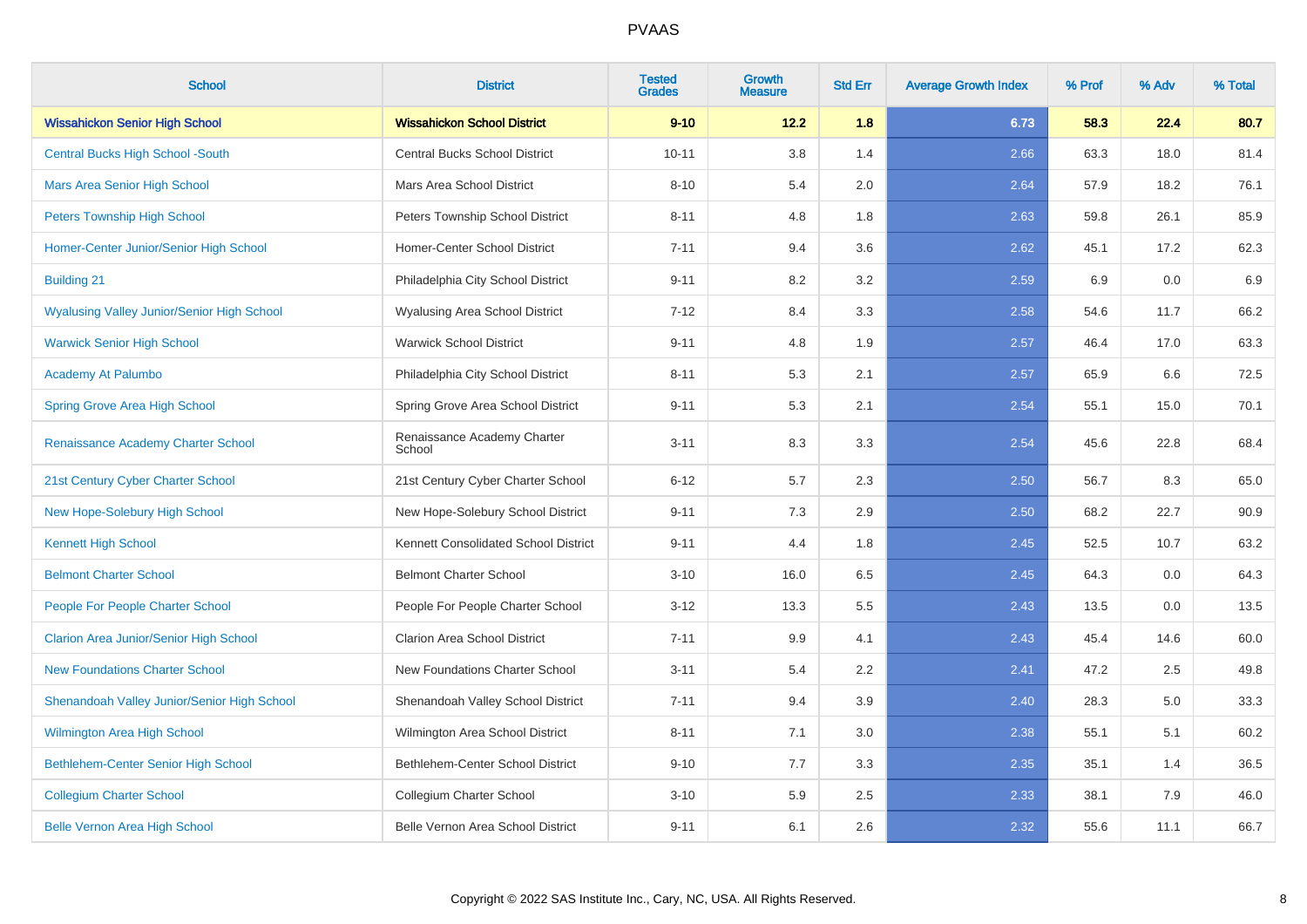| School | District | Tested Grades | Growth Measure | Std Err | Average Growth Index | % Prof | % Adv | % Total |
|---|---|---|---|---|---|---|---|---|
| **Wissahickon Senior High School** | **Wissahickon School District** | **9-10** | **12.2** | **1.8** | **6.73** | **58.3** | **22.4** | **80.7** |
| Central Bucks High School -South | Central Bucks School District | 10-11 | 3.8 | 1.4 | 2.66 | 63.3 | 18.0 | 81.4 |
| Mars Area Senior High School | Mars Area School District | 8-10 | 5.4 | 2.0 | 2.64 | 57.9 | 18.2 | 76.1 |
| Peters Township High School | Peters Township School District | 8-11 | 4.8 | 1.8 | 2.63 | 59.8 | 26.1 | 85.9 |
| Homer-Center Junior/Senior High School | Homer-Center School District | 7-11 | 9.4 | 3.6 | 2.62 | 45.1 | 17.2 | 62.3 |
| Building 21 | Philadelphia City School District | 9-11 | 8.2 | 3.2 | 2.59 | 6.9 | 0.0 | 6.9 |
| Wyalusing Valley Junior/Senior High School | Wyalusing Area School District | 7-12 | 8.4 | 3.3 | 2.58 | 54.6 | 11.7 | 66.2 |
| Warwick Senior High School | Warwick School District | 9-11 | 4.8 | 1.9 | 2.57 | 46.4 | 17.0 | 63.3 |
| Academy At Palumbo | Philadelphia City School District | 8-11 | 5.3 | 2.1 | 2.57 | 65.9 | 6.6 | 72.5 |
| Spring Grove Area High School | Spring Grove Area School District | 9-11 | 5.3 | 2.1 | 2.54 | 55.1 | 15.0 | 70.1 |
| Renaissance Academy Charter School | Renaissance Academy Charter School | 3-11 | 8.3 | 3.3 | 2.54 | 45.6 | 22.8 | 68.4 |
| 21st Century Cyber Charter School | 21st Century Cyber Charter School | 6-12 | 5.7 | 2.3 | 2.50 | 56.7 | 8.3 | 65.0 |
| New Hope-Solebury High School | New Hope-Solebury School District | 9-11 | 7.3 | 2.9 | 2.50 | 68.2 | 22.7 | 90.9 |
| Kennett High School | Kennett Consolidated School District | 9-11 | 4.4 | 1.8 | 2.45 | 52.5 | 10.7 | 63.2 |
| Belmont Charter School | Belmont Charter School | 3-10 | 16.0 | 6.5 | 2.45 | 64.3 | 0.0 | 64.3 |
| People For People Charter School | People For People Charter School | 3-12 | 13.3 | 5.5 | 2.43 | 13.5 | 0.0 | 13.5 |
| Clarion Area Junior/Senior High School | Clarion Area School District | 7-11 | 9.9 | 4.1 | 2.43 | 45.4 | 14.6 | 60.0 |
| New Foundations Charter School | New Foundations Charter School | 3-11 | 5.4 | 2.2 | 2.41 | 47.2 | 2.5 | 49.8 |
| Shenandoah Valley Junior/Senior High School | Shenandoah Valley School District | 7-11 | 9.4 | 3.9 | 2.40 | 28.3 | 5.0 | 33.3 |
| Wilmington Area High School | Wilmington Area School District | 8-11 | 7.1 | 3.0 | 2.38 | 55.1 | 5.1 | 60.2 |
| Bethlehem-Center Senior High School | Bethlehem-Center School District | 9-10 | 7.7 | 3.3 | 2.35 | 35.1 | 1.4 | 36.5 |
| Collegium Charter School | Collegium Charter School | 3-10 | 5.9 | 2.5 | 2.33 | 38.1 | 7.9 | 46.0 |
| Belle Vernon Area High School | Belle Vernon Area School District | 9-11 | 6.1 | 2.6 | 2.32 | 55.6 | 11.1 | 66.7 |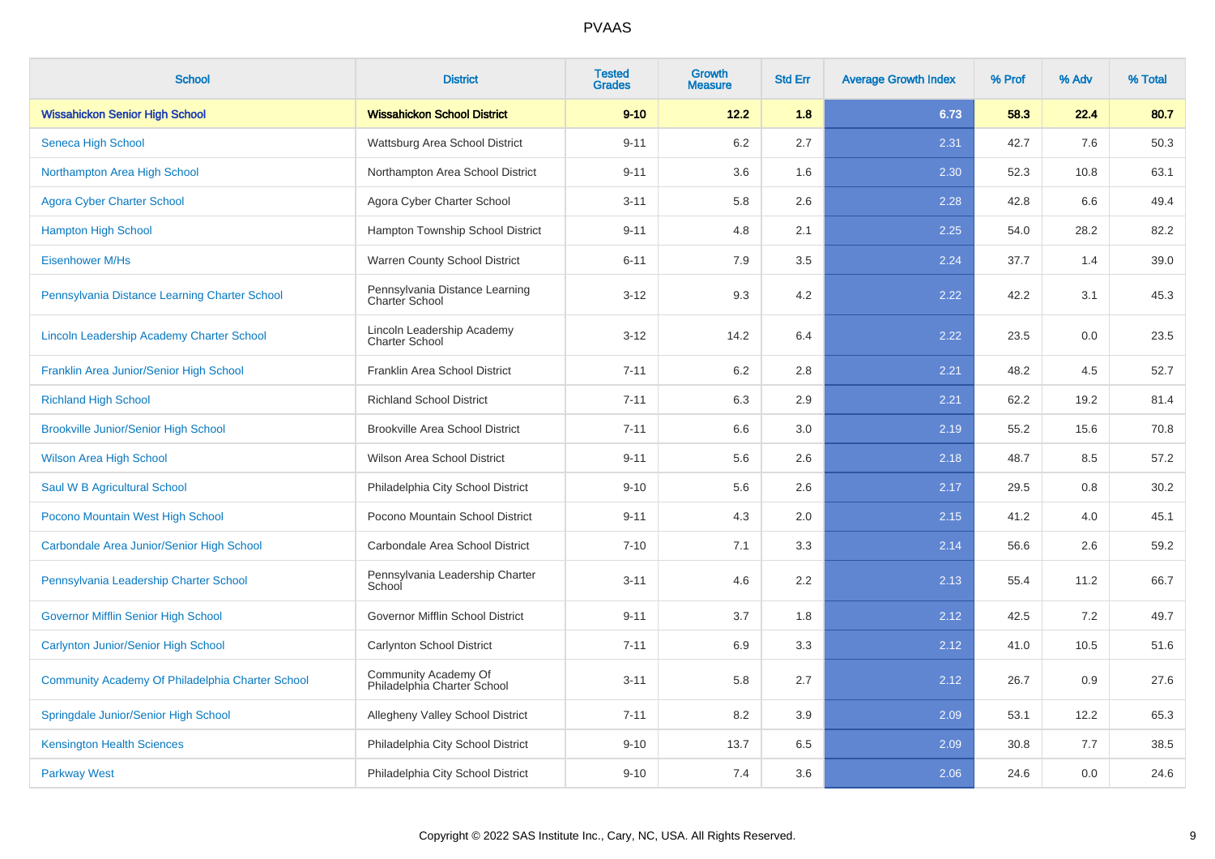PVAAS

| School | District | Tested Grades | Growth Measure | Std Err | Average Growth Index | % Prof | % Adv | % Total |
|---|---|---|---|---|---|---|---|---|
| **Wissahickon Senior High School** | **Wissahickon School District** | **9-10** | **12.2** | **1.8** | **6.73** | **58.3** | **22.4** | **80.7** |
| Seneca High School | Wattsburg Area School District | 9-11 | 6.2 | 2.7 | 2.31 | 42.7 | 7.6 | 50.3 |
| Northampton Area High School | Northampton Area School District | 9-11 | 3.6 | 1.6 | 2.30 | 52.3 | 10.8 | 63.1 |
| Agora Cyber Charter School | Agora Cyber Charter School | 3-11 | 5.8 | 2.6 | 2.28 | 42.8 | 6.6 | 49.4 |
| Hampton High School | Hampton Township School District | 9-11 | 4.8 | 2.1 | 2.25 | 54.0 | 28.2 | 82.2 |
| Eisenhower M/Hs | Warren County School District | 6-11 | 7.9 | 3.5 | 2.24 | 37.7 | 1.4 | 39.0 |
| Pennsylvania Distance Learning Charter School | Pennsylvania Distance Learning Charter School | 3-12 | 9.3 | 4.2 | 2.22 | 42.2 | 3.1 | 45.3 |
| Lincoln Leadership Academy Charter School | Lincoln Leadership Academy Charter School | 3-12 | 14.2 | 6.4 | 2.22 | 23.5 | 0.0 | 23.5 |
| Franklin Area Junior/Senior High School | Franklin Area School District | 7-11 | 6.2 | 2.8 | 2.21 | 48.2 | 4.5 | 52.7 |
| Richland High School | Richland School District | 7-11 | 6.3 | 2.9 | 2.21 | 62.2 | 19.2 | 81.4 |
| Brookville Junior/Senior High School | Brookville Area School District | 7-11 | 6.6 | 3.0 | 2.19 | 55.2 | 15.6 | 70.8 |
| Wilson Area High School | Wilson Area School District | 9-11 | 5.6 | 2.6 | 2.18 | 48.7 | 8.5 | 57.2 |
| Saul W B Agricultural School | Philadelphia City School District | 9-10 | 5.6 | 2.6 | 2.17 | 29.5 | 0.8 | 30.2 |
| Pocono Mountain West High School | Pocono Mountain School District | 9-11 | 4.3 | 2.0 | 2.15 | 41.2 | 4.0 | 45.1 |
| Carbondale Area Junior/Senior High School | Carbondale Area School District | 7-10 | 7.1 | 3.3 | 2.14 | 56.6 | 2.6 | 59.2 |
| Pennsylvania Leadership Charter School | Pennsylvania Leadership Charter School | 3-11 | 4.6 | 2.2 | 2.13 | 55.4 | 11.2 | 66.7 |
| Governor Mifflin Senior High School | Governor Mifflin School District | 9-11 | 3.7 | 1.8 | 2.12 | 42.5 | 7.2 | 49.7 |
| Carlynton Junior/Senior High School | Carlynton School District | 7-11 | 6.9 | 3.3 | 2.12 | 41.0 | 10.5 | 51.6 |
| Community Academy Of Philadelphia Charter School | Community Academy Of Philadelphia Charter School | 3-11 | 5.8 | 2.7 | 2.12 | 26.7 | 0.9 | 27.6 |
| Springdale Junior/Senior High School | Allegheny Valley School District | 7-11 | 8.2 | 3.9 | 2.09 | 53.1 | 12.2 | 65.3 |
| Kensington Health Sciences | Philadelphia City School District | 9-10 | 13.7 | 6.5 | 2.09 | 30.8 | 7.7 | 38.5 |
| Parkway West | Philadelphia City School District | 9-10 | 7.4 | 3.6 | 2.06 | 24.6 | 0.0 | 24.6 |

Copyright © 2022 SAS Institute Inc., Cary, NC, USA. All Rights Reserved.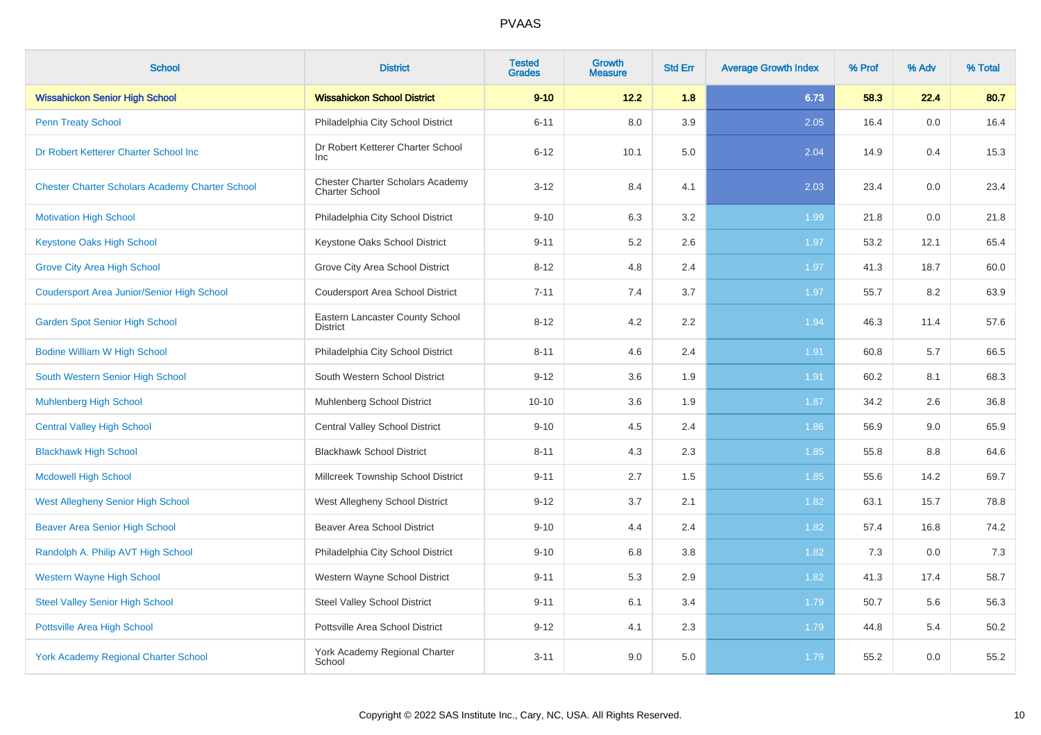| School | District | Tested Grades | Growth Measure | Std Err | Average Growth Index | % Prof | % Adv | % Total |
|---|---|---|---|---|---|---|---|---|
| **Wissahickon Senior High School** | **Wissahickon School District** | **9-10** | **12.2** | **1.8** | **6.73** | **58.3** | **22.4** | **80.7** |
| Penn Treaty School | Philadelphia City School District | 6-11 | 8.0 | 3.9 | 2.05 | 16.4 | 0.0 | 16.4 |
| Dr Robert Ketterer Charter School Inc | Dr Robert Ketterer Charter School Inc | 6-12 | 10.1 | 5.0 | 2.04 | 14.9 | 0.4 | 15.3 |
| Chester Charter Scholars Academy Charter School | Chester Charter Scholars Academy Charter School | 3-12 | 8.4 | 4.1 | 2.03 | 23.4 | 0.0 | 23.4 |
| Motivation High School | Philadelphia City School District | 9-10 | 6.3 | 3.2 | 1.99 | 21.8 | 0.0 | 21.8 |
| Keystone Oaks High School | Keystone Oaks School District | 9-11 | 5.2 | 2.6 | 1.97 | 53.2 | 12.1 | 65.4 |
| Grove City Area High School | Grove City Area School District | 8-12 | 4.8 | 2.4 | 1.97 | 41.3 | 18.7 | 60.0 |
| Coudersport Area Junior/Senior High School | Coudersport Area School District | 7-11 | 7.4 | 3.7 | 1.97 | 55.7 | 8.2 | 63.9 |
| Garden Spot Senior High School | Eastern Lancaster County School District | 8-12 | 4.2 | 2.2 | 1.94 | 46.3 | 11.4 | 57.6 |
| Bodine William W High School | Philadelphia City School District | 8-11 | 4.6 | 2.4 | 1.91 | 60.8 | 5.7 | 66.5 |
| South Western Senior High School | South Western School District | 9-12 | 3.6 | 1.9 | 1.91 | 60.2 | 8.1 | 68.3 |
| Muhlenberg High School | Muhlenberg School District | 10-10 | 3.6 | 1.9 | 1.87 | 34.2 | 2.6 | 36.8 |
| Central Valley High School | Central Valley School District | 9-10 | 4.5 | 2.4 | 1.86 | 56.9 | 9.0 | 65.9 |
| Blackhawk High School | Blackhawk School District | 8-11 | 4.3 | 2.3 | 1.85 | 55.8 | 8.8 | 64.6 |
| Mcdowell High School | Millcreek Township School District | 9-11 | 2.7 | 1.5 | 1.85 | 55.6 | 14.2 | 69.7 |
| West Allegheny Senior High School | West Allegheny School District | 9-12 | 3.7 | 2.1 | 1.82 | 63.1 | 15.7 | 78.8 |
| Beaver Area Senior High School | Beaver Area School District | 9-10 | 4.4 | 2.4 | 1.82 | 57.4 | 16.8 | 74.2 |
| Randolph A. Philip AVT High School | Philadelphia City School District | 9-10 | 6.8 | 3.8 | 1.82 | 7.3 | 0.0 | 7.3 |
| Western Wayne High School | Western Wayne School District | 9-11 | 5.3 | 2.9 | 1.82 | 41.3 | 17.4 | 58.7 |
| Steel Valley Senior High School | Steel Valley School District | 9-11 | 6.1 | 3.4 | 1.79 | 50.7 | 5.6 | 56.3 |
| Pottsville Area High School | Pottsville Area School District | 9-12 | 4.1 | 2.3 | 1.79 | 44.8 | 5.4 | 50.2 |
| York Academy Regional Charter School | York Academy Regional Charter School | 3-11 | 9.0 | 5.0 | 1.79 | 55.2 | 0.0 | 55.2 |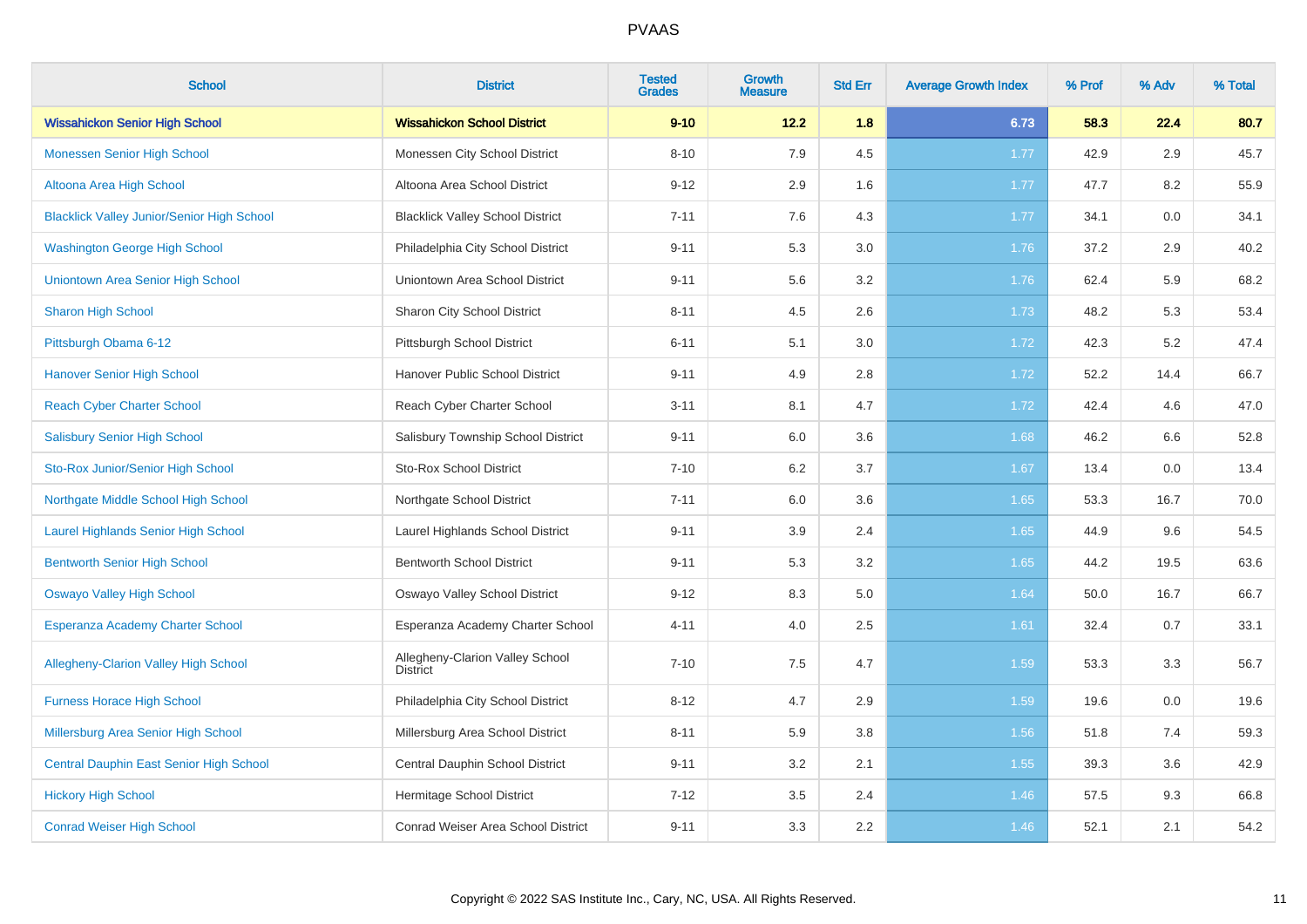# PVAAS

| School | District | Tested Grades | Growth Measure | Std Err | Average Growth Index | % Prof | % Adv | % Total |
|---|---|---|---|---|---|---|---|---|
| **Wissahickon Senior High School** | **Wissahickon School District** | **9-10** | **12.2** | **1.8** | **6.73** | **58.3** | **22.4** | **80.7** |
| Monessen Senior High School | Monessen City School District | 8-10 | 7.9 | 4.5 | 1.77 | 42.9 | 2.9 | 45.7 |
| Altoona Area High School | Altoona Area School District | 9-12 | 2.9 | 1.6 | 1.77 | 47.7 | 8.2 | 55.9 |
| Blacklick Valley Junior/Senior High School | Blacklick Valley School District | 7-11 | 7.6 | 4.3 | 1.77 | 34.1 | 0.0 | 34.1 |
| Washington George High School | Philadelphia City School District | 9-11 | 5.3 | 3.0 | 1.76 | 37.2 | 2.9 | 40.2 |
| Uniontown Area Senior High School | Uniontown Area School District | 9-11 | 5.6 | 3.2 | 1.76 | 62.4 | 5.9 | 68.2 |
| Sharon High School | Sharon City School District | 8-11 | 4.5 | 2.6 | 1.73 | 48.2 | 5.3 | 53.4 |
| Pittsburgh Obama 6-12 | Pittsburgh School District | 6-11 | 5.1 | 3.0 | 1.72 | 42.3 | 5.2 | 47.4 |
| Hanover Senior High School | Hanover Public School District | 9-11 | 4.9 | 2.8 | 1.72 | 52.2 | 14.4 | 66.7 |
| Reach Cyber Charter School | Reach Cyber Charter School | 3-11 | 8.1 | 4.7 | 1.72 | 42.4 | 4.6 | 47.0 |
| Salisbury Senior High School | Salisbury Township School District | 9-11 | 6.0 | 3.6 | 1.68 | 46.2 | 6.6 | 52.8 |
| Sto-Rox Junior/Senior High School | Sto-Rox School District | 7-10 | 6.2 | 3.7 | 1.67 | 13.4 | 0.0 | 13.4 |
| Northgate Middle School High School | Northgate School District | 7-11 | 6.0 | 3.6 | 1.65 | 53.3 | 16.7 | 70.0 |
| Laurel Highlands Senior High School | Laurel Highlands School District | 9-11 | 3.9 | 2.4 | 1.65 | 44.9 | 9.6 | 54.5 |
| Bentworth Senior High School | Bentworth School District | 9-11 | 5.3 | 3.2 | 1.65 | 44.2 | 19.5 | 63.6 |
| Oswayo Valley High School | Oswayo Valley School District | 9-12 | 8.3 | 5.0 | 1.64 | 50.0 | 16.7 | 66.7 |
| Esperanza Academy Charter School | Esperanza Academy Charter School | 4-11 | 4.0 | 2.5 | 1.61 | 32.4 | 0.7 | 33.1 |
| Allegheny-Clarion Valley High School | Allegheny-Clarion Valley School District | 7-10 | 7.5 | 4.7 | 1.59 | 53.3 | 3.3 | 56.7 |
| Furness Horace High School | Philadelphia City School District | 8-12 | 4.7 | 2.9 | 1.59 | 19.6 | 0.0 | 19.6 |
| Millersburg Area Senior High School | Millersburg Area School District | 8-11 | 5.9 | 3.8 | 1.56 | 51.8 | 7.4 | 59.3 |
| Central Dauphin East Senior High School | Central Dauphin School District | 9-11 | 3.2 | 2.1 | 1.55 | 39.3 | 3.6 | 42.9 |
| Hickory High School | Hermitage School District | 7-12 | 3.5 | 2.4 | 1.46 | 57.5 | 9.3 | 66.8 |
| Conrad Weiser High School | Conrad Weiser Area School District | 9-11 | 3.3 | 2.2 | 1.46 | 52.1 | 2.1 | 54.2 |

Copyright © 2022 SAS Institute Inc., Cary, NC, USA. All Rights Reserved.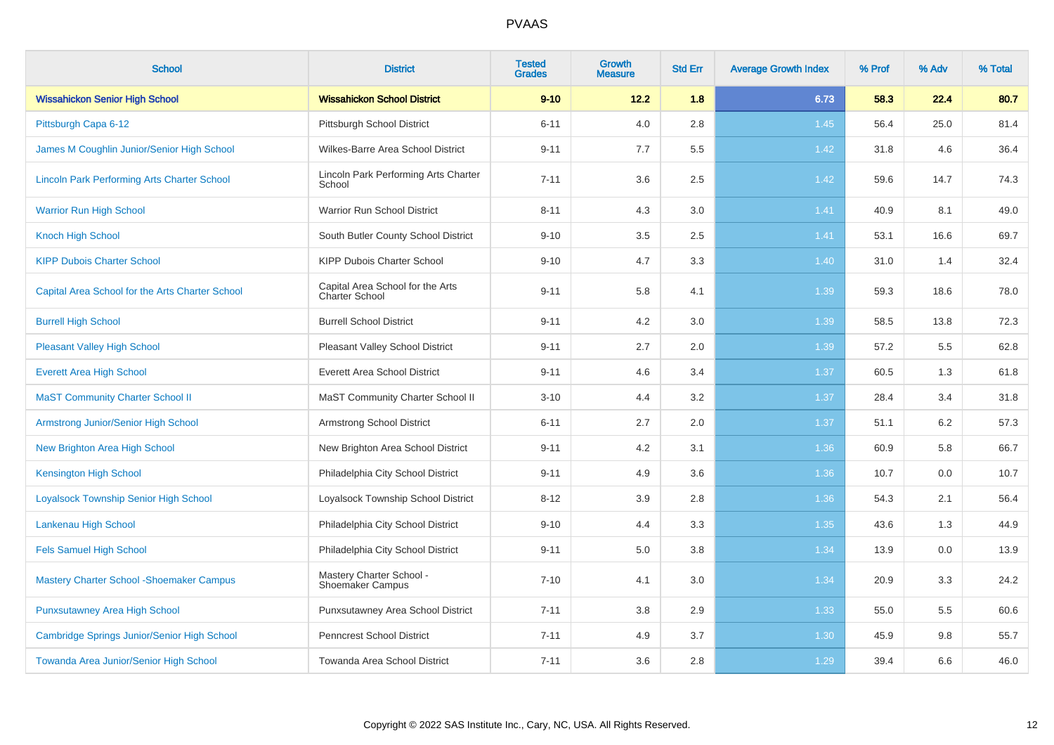# PVAAS

| School | District | Tested Grades | Growth Measure | Std Err | Average Growth Index | % Prof | % Adv | % Total |
|---|---|---|---|---|---|---|---|---|
| **Wissahickon Senior High School** | **Wissahickon School District** | **9-10** | **12.2** | **1.8** | **6.73** | **58.3** | **22.4** | **80.7** |
| Pittsburgh Capa 6-12 | Pittsburgh School District | 6-11 | 4.0 | 2.8 | 1.45 | 56.4 | 25.0 | 81.4 |
| James M Coughlin Junior/Senior High School | Wilkes-Barre Area School District | 9-11 | 7.7 | 5.5 | 1.42 | 31.8 | 4.6 | 36.4 |
| Lincoln Park Performing Arts Charter School | Lincoln Park Performing Arts Charter School | 7-11 | 3.6 | 2.5 | 1.42 | 59.6 | 14.7 | 74.3 |
| Warrior Run High School | Warrior Run School District | 8-11 | 4.3 | 3.0 | 1.41 | 40.9 | 8.1 | 49.0 |
| Knoch High School | South Butler County School District | 9-10 | 3.5 | 2.5 | 1.41 | 53.1 | 16.6 | 69.7 |
| KIPP Dubois Charter School | KIPP Dubois Charter School | 9-10 | 4.7 | 3.3 | 1.40 | 31.0 | 1.4 | 32.4 |
| Capital Area School for the Arts Charter School | Capital Area School for the Arts Charter School | 9-11 | 5.8 | 4.1 | 1.39 | 59.3 | 18.6 | 78.0 |
| Burrell High School | Burrell School District | 9-11 | 4.2 | 3.0 | 1.39 | 58.5 | 13.8 | 72.3 |
| Pleasant Valley High School | Pleasant Valley School District | 9-11 | 2.7 | 2.0 | 1.39 | 57.2 | 5.5 | 62.8 |
| Everett Area High School | Everett Area School District | 9-11 | 4.6 | 3.4 | 1.37 | 60.5 | 1.3 | 61.8 |
| MaST Community Charter School II | MaST Community Charter School II | 3-10 | 4.4 | 3.2 | 1.37 | 28.4 | 3.4 | 31.8 |
| Armstrong Junior/Senior High School | Armstrong School District | 6-11 | 2.7 | 2.0 | 1.37 | 51.1 | 6.2 | 57.3 |
| New Brighton Area High School | New Brighton Area School District | 9-11 | 4.2 | 3.1 | 1.36 | 60.9 | 5.8 | 66.7 |
| Kensington High School | Philadelphia City School District | 9-11 | 4.9 | 3.6 | 1.36 | 10.7 | 0.0 | 10.7 |
| Loyalsock Township Senior High School | Loyalsock Township School District | 8-12 | 3.9 | 2.8 | 1.36 | 54.3 | 2.1 | 56.4 |
| Lankenau High School | Philadelphia City School District | 9-10 | 4.4 | 3.3 | 1.35 | 43.6 | 1.3 | 44.9 |
| Fels Samuel High School | Philadelphia City School District | 9-11 | 5.0 | 3.8 | 1.34 | 13.9 | 0.0 | 13.9 |
| Mastery Charter School -Shoemaker Campus | Mastery Charter School - Shoemaker Campus | 7-10 | 4.1 | 3.0 | 1.34 | 20.9 | 3.3 | 24.2 |
| Punxsutawney Area High School | Punxsutawney Area School District | 7-11 | 3.8 | 2.9 | 1.33 | 55.0 | 5.5 | 60.6 |
| Cambridge Springs Junior/Senior High School | Penncrest School District | 7-11 | 4.9 | 3.7 | 1.30 | 45.9 | 9.8 | 55.7 |
| Towanda Area Junior/Senior High School | Towanda Area School District | 7-11 | 3.6 | 2.8 | 1.29 | 39.4 | 6.6 | 46.0 |

Copyright © 2022 SAS Institute Inc., Cary, NC, USA. All Rights Reserved.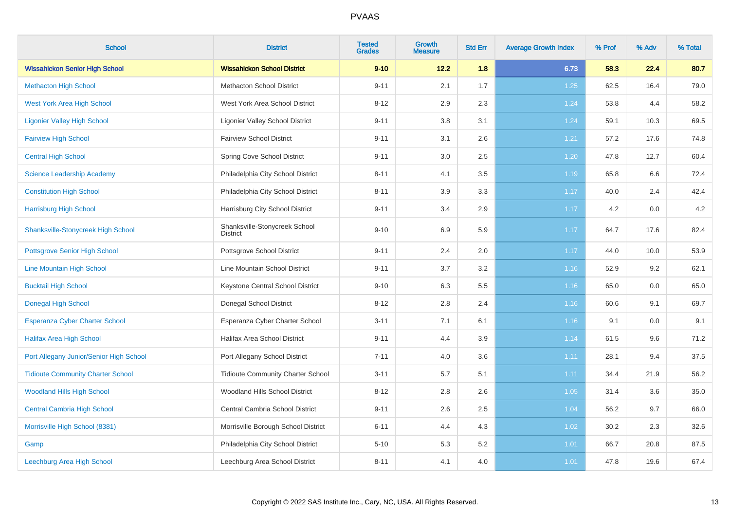# PVAAS

| School | District | Tested Grades | Growth Measure | Std Err | Average Growth Index | % Prof | % Adv | % Total |
|---|---|---|---|---|---|---|---|---|
| **Wissahickon Senior High School** | **Wissahickon School District** | **9-10** | **12.2** | **1.8** | **6.73** | **58.3** | **22.4** | **80.7** |
| Methacton High School | Methacton School District | 9-11 | 2.1 | 1.7 | 1.25 | 62.5 | 16.4 | 79.0 |
| West York Area High School | West York Area School District | 8-12 | 2.9 | 2.3 | 1.24 | 53.8 | 4.4 | 58.2 |
| Ligonier Valley High School | Ligonier Valley School District | 9-11 | 3.8 | 3.1 | 1.24 | 59.1 | 10.3 | 69.5 |
| Fairview High School | Fairview School District | 9-11 | 3.1 | 2.6 | 1.21 | 57.2 | 17.6 | 74.8 |
| Central High School | Spring Cove School District | 9-11 | 3.0 | 2.5 | 1.20 | 47.8 | 12.7 | 60.4 |
| Science Leadership Academy | Philadelphia City School District | 8-11 | 4.1 | 3.5 | 1.19 | 65.8 | 6.6 | 72.4 |
| Constitution High School | Philadelphia City School District | 8-11 | 3.9 | 3.3 | 1.17 | 40.0 | 2.4 | 42.4 |
| Harrisburg High School | Harrisburg City School District | 9-11 | 3.4 | 2.9 | 1.17 | 4.2 | 0.0 | 4.2 |
| Shanksville-Stonycreek High School | Shanksville-Stonycreek School District | 9-10 | 6.9 | 5.9 | 1.17 | 64.7 | 17.6 | 82.4 |
| Pottsgrove Senior High School | Pottsgrove School District | 9-11 | 2.4 | 2.0 | 1.17 | 44.0 | 10.0 | 53.9 |
| Line Mountain High School | Line Mountain School District | 9-11 | 3.7 | 3.2 | 1.16 | 52.9 | 9.2 | 62.1 |
| Bucktail High School | Keystone Central School District | 9-10 | 6.3 | 5.5 | 1.16 | 65.0 | 0.0 | 65.0 |
| Donegal High School | Donegal School District | 8-12 | 2.8 | 2.4 | 1.16 | 60.6 | 9.1 | 69.7 |
| Esperanza Cyber Charter School | Esperanza Cyber Charter School | 3-11 | 7.1 | 6.1 | 1.16 | 9.1 | 0.0 | 9.1 |
| Halifax Area High School | Halifax Area School District | 9-11 | 4.4 | 3.9 | 1.14 | 61.5 | 9.6 | 71.2 |
| Port Allegany Junior/Senior High School | Port Allegany School District | 7-11 | 4.0 | 3.6 | 1.11 | 28.1 | 9.4 | 37.5 |
| Tidioute Community Charter School | Tidioute Community Charter School | 3-11 | 5.7 | 5.1 | 1.11 | 34.4 | 21.9 | 56.2 |
| Woodland Hills High School | Woodland Hills School District | 8-12 | 2.8 | 2.6 | 1.05 | 31.4 | 3.6 | 35.0 |
| Central Cambria High School | Central Cambria School District | 9-11 | 2.6 | 2.5 | 1.04 | 56.2 | 9.7 | 66.0 |
| Morrisville High School (8381) | Morrisville Borough School District | 6-11 | 4.4 | 4.3 | 1.02 | 30.2 | 2.3 | 32.6 |
| Gamp | Philadelphia City School District | 5-10 | 5.3 | 5.2 | 1.01 | 66.7 | 20.8 | 87.5 |
| Leechburg Area High School | Leechburg Area School District | 8-11 | 4.1 | 4.0 | 1.01 | 47.8 | 19.6 | 67.4 |

Copyright © 2022 SAS Institute Inc., Cary, NC, USA. All Rights Reserved.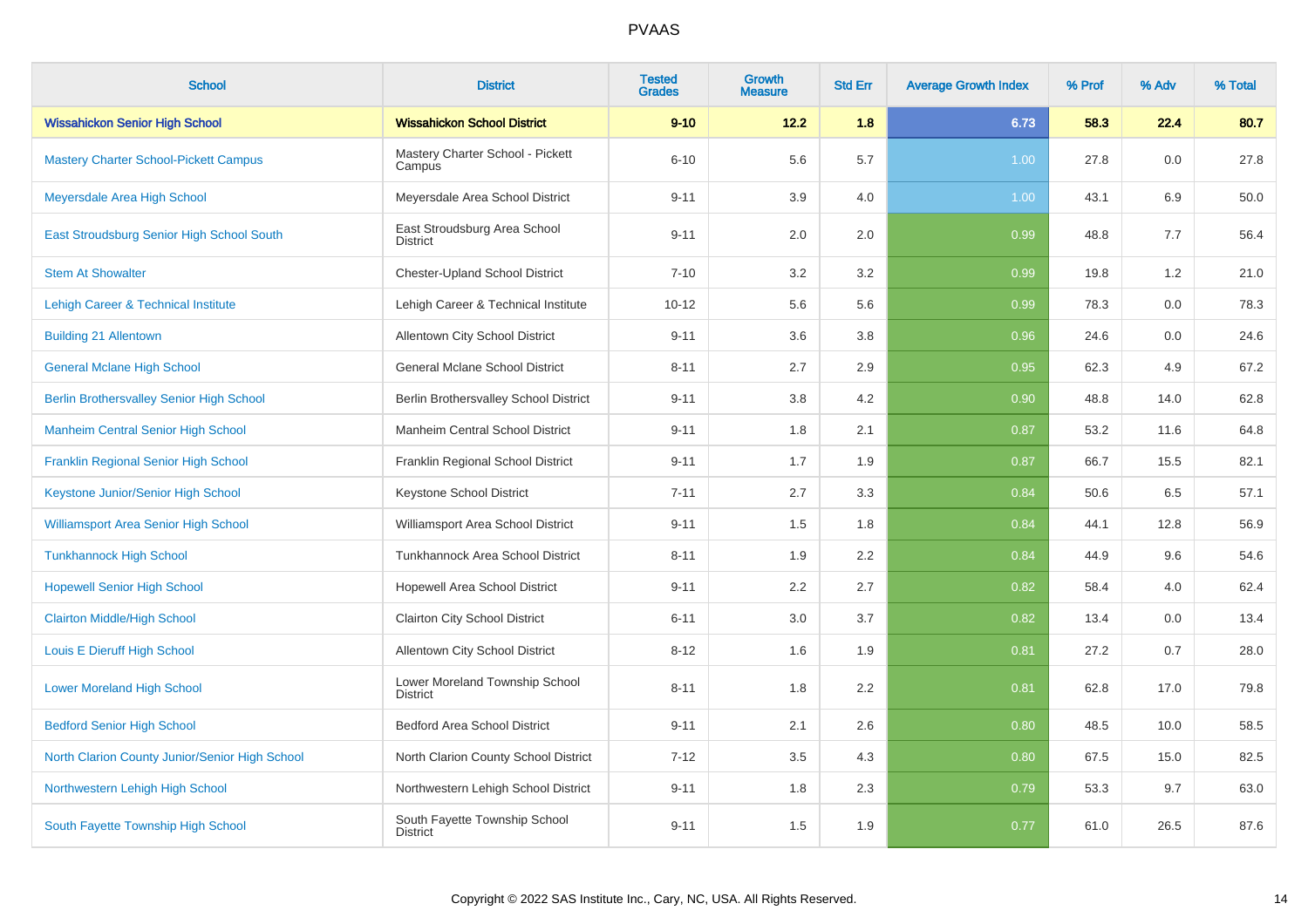| School | District | Tested Grades | Growth Measure | Std Err | Average Growth Index | % Prof | % Adv | % Total |
|---|---|---|---|---|---|---|---|---|
| **Wissahickon Senior High School** | **Wissahickon School District** | **9-10** | **12.2** | **1.8** | **6.73** | **58.3** | **22.4** | **80.7** |
| Mastery Charter School-Pickett Campus | Mastery Charter School - Pickett Campus | 6-10 | 5.6 | 5.7 | 1.00 | 27.8 | 0.0 | 27.8 |
| Meyersdale Area High School | Meyersdale Area School District | 9-11 | 3.9 | 4.0 | 1.00 | 43.1 | 6.9 | 50.0 |
| East Stroudsburg Senior High School South | East Stroudsburg Area School District | 9-11 | 2.0 | 2.0 | 0.99 | 48.8 | 7.7 | 56.4 |
| Stem At Showalter | Chester-Upland School District | 7-10 | 3.2 | 3.2 | 0.99 | 19.8 | 1.2 | 21.0 |
| Lehigh Career & Technical Institute | Lehigh Career & Technical Institute | 10-12 | 5.6 | 5.6 | 0.99 | 78.3 | 0.0 | 78.3 |
| Building 21 Allentown | Allentown City School District | 9-11 | 3.6 | 3.8 | 0.96 | 24.6 | 0.0 | 24.6 |
| General Mclane High School | General Mclane School District | 8-11 | 2.7 | 2.9 | 0.95 | 62.3 | 4.9 | 67.2 |
| Berlin Brothersvalley Senior High School | Berlin Brothersvalley School District | 9-11 | 3.8 | 4.2 | 0.90 | 48.8 | 14.0 | 62.8 |
| Manheim Central Senior High School | Manheim Central School District | 9-11 | 1.8 | 2.1 | 0.87 | 53.2 | 11.6 | 64.8 |
| Franklin Regional Senior High School | Franklin Regional School District | 9-11 | 1.7 | 1.9 | 0.87 | 66.7 | 15.5 | 82.1 |
| Keystone Junior/Senior High School | Keystone School District | 7-11 | 2.7 | 3.3 | 0.84 | 50.6 | 6.5 | 57.1 |
| Williamsport Area Senior High School | Williamsport Area School District | 9-11 | 1.5 | 1.8 | 0.84 | 44.1 | 12.8 | 56.9 |
| Tunkhannock High School | Tunkhannock Area School District | 8-11 | 1.9 | 2.2 | 0.84 | 44.9 | 9.6 | 54.6 |
| Hopewell Senior High School | Hopewell Area School District | 9-11 | 2.2 | 2.7 | 0.82 | 58.4 | 4.0 | 62.4 |
| Clairton Middle/High School | Clairton City School District | 6-11 | 3.0 | 3.7 | 0.82 | 13.4 | 0.0 | 13.4 |
| Louis E Dieruff High School | Allentown City School District | 8-12 | 1.6 | 1.9 | 0.81 | 27.2 | 0.7 | 28.0 |
| Lower Moreland High School | Lower Moreland Township School District | 8-11 | 1.8 | 2.2 | 0.81 | 62.8 | 17.0 | 79.8 |
| Bedford Senior High School | Bedford Area School District | 9-11 | 2.1 | 2.6 | 0.80 | 48.5 | 10.0 | 58.5 |
| North Clarion County Junior/Senior High School | North Clarion County School District | 7-12 | 3.5 | 4.3 | 0.80 | 67.5 | 15.0 | 82.5 |
| Northwestern Lehigh High School | Northwestern Lehigh School District | 9-11 | 1.8 | 2.3 | 0.79 | 53.3 | 9.7 | 63.0 |
| South Fayette Township High School | South Fayette Township School District | 9-11 | 1.5 | 1.9 | 0.77 | 61.0 | 26.5 | 87.6 |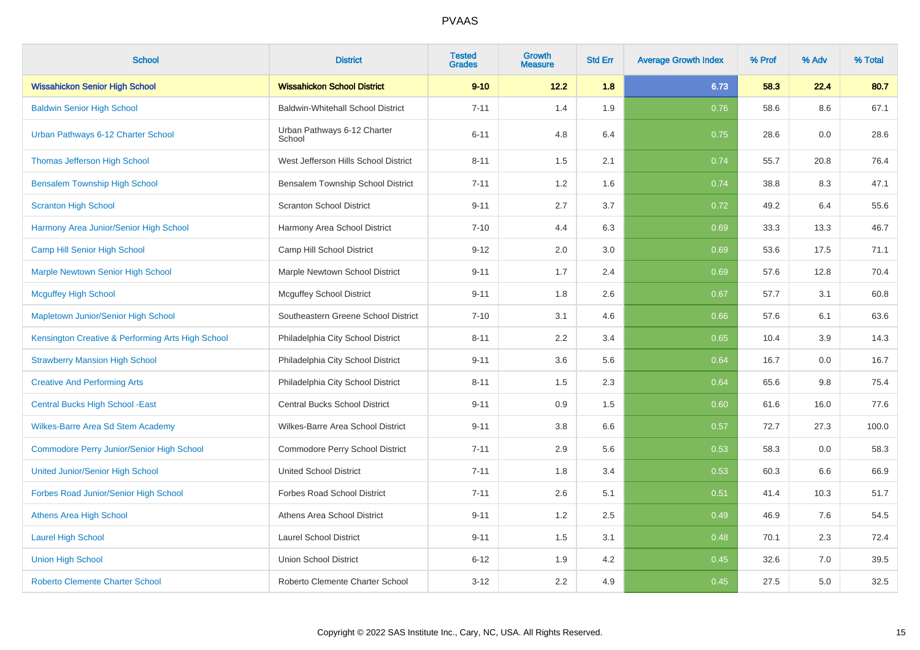| School | District | Tested Grades | Growth Measure | Std Err | Average Growth Index | % Prof | % Adv | % Total |
|---|---|---|---|---|---|---|---|---|
| **Wissahickon Senior High School** | **Wissahickon School District** | **9-10** | **12.2** | **1.8** | **6.73** | **58.3** | **22.4** | **80.7** |
| Baldwin Senior High School | Baldwin-Whitehall School District | 7-11 | 1.4 | 1.9 | 0.76 | 58.6 | 8.6 | 67.1 |
| Urban Pathways 6-12 Charter School | Urban Pathways 6-12 Charter School | 6-11 | 4.8 | 6.4 | 0.75 | 28.6 | 0.0 | 28.6 |
| Thomas Jefferson High School | West Jefferson Hills School District | 8-11 | 1.5 | 2.1 | 0.74 | 55.7 | 20.8 | 76.4 |
| Bensalem Township High School | Bensalem Township School District | 7-11 | 1.2 | 1.6 | 0.74 | 38.8 | 8.3 | 47.1 |
| Scranton High School | Scranton School District | 9-11 | 2.7 | 3.7 | 0.72 | 49.2 | 6.4 | 55.6 |
| Harmony Area Junior/Senior High School | Harmony Area School District | 7-10 | 4.4 | 6.3 | 0.69 | 33.3 | 13.3 | 46.7 |
| Camp Hill Senior High School | Camp Hill School District | 9-12 | 2.0 | 3.0 | 0.69 | 53.6 | 17.5 | 71.1 |
| Marple Newtown Senior High School | Marple Newtown School District | 9-11 | 1.7 | 2.4 | 0.69 | 57.6 | 12.8 | 70.4 |
| Mcguffey High School | Mcguffey School District | 9-11 | 1.8 | 2.6 | 0.67 | 57.7 | 3.1 | 60.8 |
| Mapletown Junior/Senior High School | Southeastern Greene School District | 7-10 | 3.1 | 4.6 | 0.66 | 57.6 | 6.1 | 63.6 |
| Kensington Creative & Performing Arts High School | Philadelphia City School District | 8-11 | 2.2 | 3.4 | 0.65 | 10.4 | 3.9 | 14.3 |
| Strawberry Mansion High School | Philadelphia City School District | 9-11 | 3.6 | 5.6 | 0.64 | 16.7 | 0.0 | 16.7 |
| Creative And Performing Arts | Philadelphia City School District | 8-11 | 1.5 | 2.3 | 0.64 | 65.6 | 9.8 | 75.4 |
| Central Bucks High School -East | Central Bucks School District | 9-11 | 0.9 | 1.5 | 0.60 | 61.6 | 16.0 | 77.6 |
| Wilkes-Barre Area Sd Stem Academy | Wilkes-Barre Area School District | 9-11 | 3.8 | 6.6 | 0.57 | 72.7 | 27.3 | 100.0 |
| Commodore Perry Junior/Senior High School | Commodore Perry School District | 7-11 | 2.9 | 5.6 | 0.53 | 58.3 | 0.0 | 58.3 |
| United Junior/Senior High School | United School District | 7-11 | 1.8 | 3.4 | 0.53 | 60.3 | 6.6 | 66.9 |
| Forbes Road Junior/Senior High School | Forbes Road School District | 7-11 | 2.6 | 5.1 | 0.51 | 41.4 | 10.3 | 51.7 |
| Athens Area High School | Athens Area School District | 9-11 | 1.2 | 2.5 | 0.49 | 46.9 | 7.6 | 54.5 |
| Laurel High School | Laurel School District | 9-11 | 1.5 | 3.1 | 0.48 | 70.1 | 2.3 | 72.4 |
| Union High School | Union School District | 6-12 | 1.9 | 4.2 | 0.45 | 32.6 | 7.0 | 39.5 |
| Roberto Clemente Charter School | Roberto Clemente Charter School | 3-12 | 2.2 | 4.9 | 0.45 | 27.5 | 5.0 | 32.5 |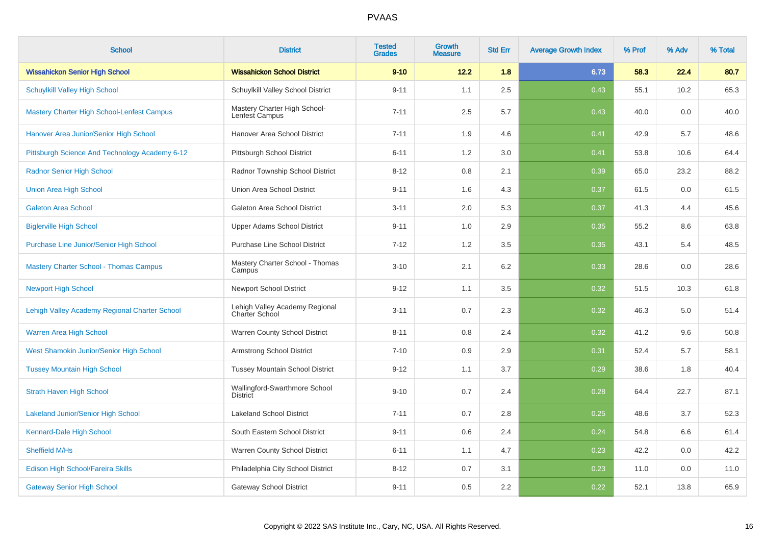# PVAAS

| School | District | Tested Grades | Growth Measure | Std Err | Average Growth Index | % Prof | % Adv | % Total |
|---|---|---|---|---|---|---|---|---|
| **Wissahickon Senior High School** | **Wissahickon School District** | **9-10** | **12.2** | **1.8** | **6.73** | **58.3** | **22.4** | **80.7** |
| Schuylkill Valley High School | Schuylkill Valley School District | 9-11 | 1.1 | 2.5 | 0.43 | 55.1 | 10.2 | 65.3 |
| Mastery Charter High School-Lenfest Campus | Mastery Charter High School-Lenfest Campus | 7-11 | 2.5 | 5.7 | 0.43 | 40.0 | 0.0 | 40.0 |
| Hanover Area Junior/Senior High School | Hanover Area School District | 7-11 | 1.9 | 4.6 | 0.41 | 42.9 | 5.7 | 48.6 |
| Pittsburgh Science And Technology Academy 6-12 | Pittsburgh School District | 6-11 | 1.2 | 3.0 | 0.41 | 53.8 | 10.6 | 64.4 |
| Radnor Senior High School | Radnor Township School District | 8-12 | 0.8 | 2.1 | 0.39 | 65.0 | 23.2 | 88.2 |
| Union Area High School | Union Area School District | 9-11 | 1.6 | 4.3 | 0.37 | 61.5 | 0.0 | 61.5 |
| Galeton Area School | Galeton Area School District | 3-11 | 2.0 | 5.3 | 0.37 | 41.3 | 4.4 | 45.6 |
| Biglerville High School | Upper Adams School District | 9-11 | 1.0 | 2.9 | 0.35 | 55.2 | 8.6 | 63.8 |
| Purchase Line Junior/Senior High School | Purchase Line School District | 7-12 | 1.2 | 3.5 | 0.35 | 43.1 | 5.4 | 48.5 |
| Mastery Charter School - Thomas Campus | Mastery Charter School - Thomas Campus | 3-10 | 2.1 | 6.2 | 0.33 | 28.6 | 0.0 | 28.6 |
| Newport High School | Newport School District | 9-12 | 1.1 | 3.5 | 0.32 | 51.5 | 10.3 | 61.8 |
| Lehigh Valley Academy Regional Charter School | Lehigh Valley Academy Regional Charter School | 3-11 | 0.7 | 2.3 | 0.32 | 46.3 | 5.0 | 51.4 |
| Warren Area High School | Warren County School District | 8-11 | 0.8 | 2.4 | 0.32 | 41.2 | 9.6 | 50.8 |
| West Shamokin Junior/Senior High School | Armstrong School District | 7-10 | 0.9 | 2.9 | 0.31 | 52.4 | 5.7 | 58.1 |
| Tussey Mountain High School | Tussey Mountain School District | 9-12 | 1.1 | 3.7 | 0.29 | 38.6 | 1.8 | 40.4 |
| Strath Haven High School | Wallingford-Swarthmore School District | 9-10 | 0.7 | 2.4 | 0.28 | 64.4 | 22.7 | 87.1 |
| Lakeland Junior/Senior High School | Lakeland School District | 7-11 | 0.7 | 2.8 | 0.25 | 48.6 | 3.7 | 52.3 |
| Kennard-Dale High School | South Eastern School District | 9-11 | 0.6 | 2.4 | 0.24 | 54.8 | 6.6 | 61.4 |
| Sheffield M/Hs | Warren County School District | 6-11 | 1.1 | 4.7 | 0.23 | 42.2 | 0.0 | 42.2 |
| Edison High School/Fareira Skills | Philadelphia City School District | 8-12 | 0.7 | 3.1 | 0.23 | 11.0 | 0.0 | 11.0 |
| Gateway Senior High School | Gateway School District | 9-11 | 0.5 | 2.2 | 0.22 | 52.1 | 13.8 | 65.9 |

Copyright © 2022 SAS Institute Inc., Cary, NC, USA. All Rights Reserved.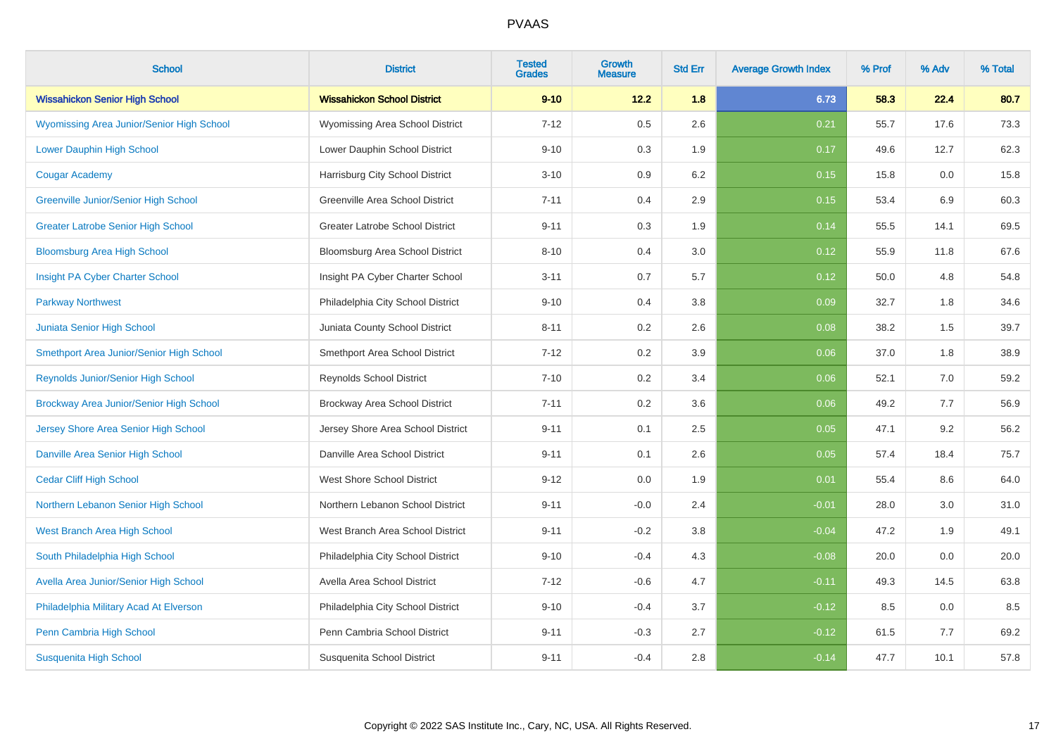| School | District | Tested Grades | Growth Measure | Std Err | Average Growth Index | % Prof | % Adv | % Total |
|---|---|---|---|---|---|---|---|---|
| **Wissahickon Senior High School** | **Wissahickon School District** | **9-10** | **12.2** | **1.8** | **6.73** | **58.3** | **22.4** | **80.7** |
| Wyomissing Area Junior/Senior High School | Wyomissing Area School District | 7-12 | 0.5 | 2.6 | 0.21 | 55.7 | 17.6 | 73.3 |
| Lower Dauphin High School | Lower Dauphin School District | 9-10 | 0.3 | 1.9 | 0.17 | 49.6 | 12.7 | 62.3 |
| Cougar Academy | Harrisburg City School District | 3-10 | 0.9 | 6.2 | 0.15 | 15.8 | 0.0 | 15.8 |
| Greenville Junior/Senior High School | Greenville Area School District | 7-11 | 0.4 | 2.9 | 0.15 | 53.4 | 6.9 | 60.3 |
| Greater Latrobe Senior High School | Greater Latrobe School District | 9-11 | 0.3 | 1.9 | 0.14 | 55.5 | 14.1 | 69.5 |
| Bloomsburg Area High School | Bloomsburg Area School District | 8-10 | 0.4 | 3.0 | 0.12 | 55.9 | 11.8 | 67.6 |
| Insight PA Cyber Charter School | Insight PA Cyber Charter School | 3-11 | 0.7 | 5.7 | 0.12 | 50.0 | 4.8 | 54.8 |
| Parkway Northwest | Philadelphia City School District | 9-10 | 0.4 | 3.8 | 0.09 | 32.7 | 1.8 | 34.6 |
| Juniata Senior High School | Juniata County School District | 8-11 | 0.2 | 2.6 | 0.08 | 38.2 | 1.5 | 39.7 |
| Smethport Area Junior/Senior High School | Smethport Area School District | 7-12 | 0.2 | 3.9 | 0.06 | 37.0 | 1.8 | 38.9 |
| Reynolds Junior/Senior High School | Reynolds School District | 7-10 | 0.2 | 3.4 | 0.06 | 52.1 | 7.0 | 59.2 |
| Brockway Area Junior/Senior High School | Brockway Area School District | 7-11 | 0.2 | 3.6 | 0.06 | 49.2 | 7.7 | 56.9 |
| Jersey Shore Area Senior High School | Jersey Shore Area School District | 9-11 | 0.1 | 2.5 | 0.05 | 47.1 | 9.2 | 56.2 |
| Danville Area Senior High School | Danville Area School District | 9-11 | 0.1 | 2.6 | 0.05 | 57.4 | 18.4 | 75.7 |
| Cedar Cliff High School | West Shore School District | 9-12 | 0.0 | 1.9 | 0.01 | 55.4 | 8.6 | 64.0 |
| Northern Lebanon Senior High School | Northern Lebanon School District | 9-11 | -0.0 | 2.4 | -0.01 | 28.0 | 3.0 | 31.0 |
| West Branch Area High School | West Branch Area School District | 9-11 | -0.2 | 3.8 | -0.04 | 47.2 | 1.9 | 49.1 |
| South Philadelphia High School | Philadelphia City School District | 9-10 | -0.4 | 4.3 | -0.08 | 20.0 | 0.0 | 20.0 |
| Avella Area Junior/Senior High School | Avella Area School District | 7-12 | -0.6 | 4.7 | -0.11 | 49.3 | 14.5 | 63.8 |
| Philadelphia Military Acad At Elverson | Philadelphia City School District | 9-10 | -0.4 | 3.7 | -0.12 | 8.5 | 0.0 | 8.5 |
| Penn Cambria High School | Penn Cambria School District | 9-11 | -0.3 | 2.7 | -0.12 | 61.5 | 7.7 | 69.2 |
| Susquenita High School | Susquenita School District | 9-11 | -0.4 | 2.8 | -0.14 | 47.7 | 10.1 | 57.8 |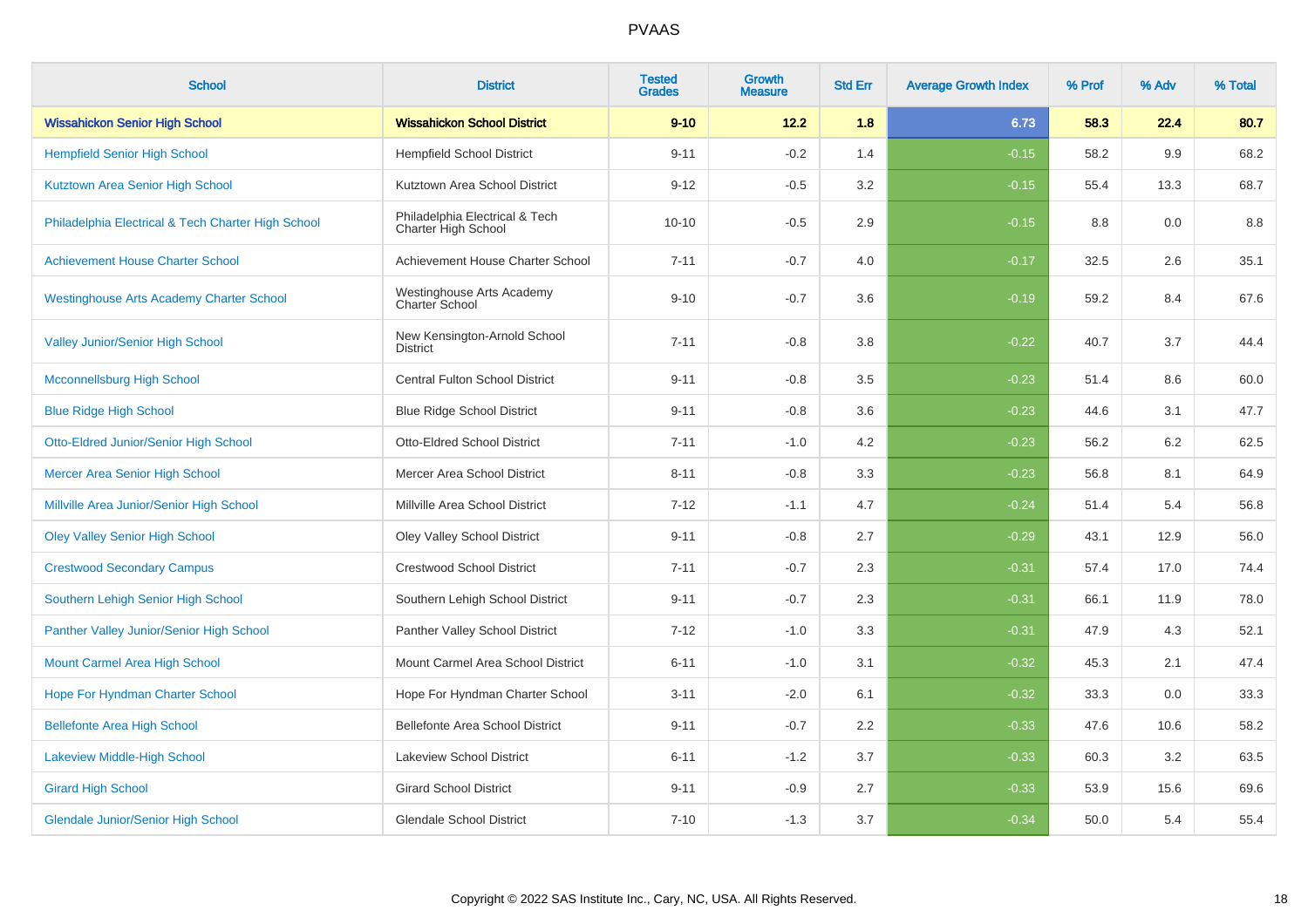PVAAS

| School | District | Tested Grades | Growth Measure | Std Err | Average Growth Index | % Prof | % Adv | % Total |
|---|---|---|---|---|---|---|---|---|
| **Wissahickon Senior High School** | **Wissahickon School District** | **9-10** | **12.2** | **1.8** | **6.73** | **58.3** | **22.4** | **80.7** |
| Hempfield Senior High School | Hempfield School District | 9-11 | -0.2 | 1.4 | -0.15 | 58.2 | 9.9 | 68.2 |
| Kutztown Area Senior High School | Kutztown Area School District | 9-12 | -0.5 | 3.2 | -0.15 | 55.4 | 13.3 | 68.7 |
| Philadelphia Electrical & Tech Charter High School | Philadelphia Electrical & Tech Charter High School | 10-10 | -0.5 | 2.9 | -0.15 | 8.8 | 0.0 | 8.8 |
| Achievement House Charter School | Achievement House Charter School | 7-11 | -0.7 | 4.0 | -0.17 | 32.5 | 2.6 | 35.1 |
| Westinghouse Arts Academy Charter School | Westinghouse Arts Academy Charter School | 9-10 | -0.7 | 3.6 | -0.19 | 59.2 | 8.4 | 67.6 |
| Valley Junior/Senior High School | New Kensington-Arnold School District | 7-11 | -0.8 | 3.8 | -0.22 | 40.7 | 3.7 | 44.4 |
| Mcconnellsburg High School | Central Fulton School District | 9-11 | -0.8 | 3.5 | -0.23 | 51.4 | 8.6 | 60.0 |
| Blue Ridge High School | Blue Ridge School District | 9-11 | -0.8 | 3.6 | -0.23 | 44.6 | 3.1 | 47.7 |
| Otto-Eldred Junior/Senior High School | Otto-Eldred School District | 7-11 | -1.0 | 4.2 | -0.23 | 56.2 | 6.2 | 62.5 |
| Mercer Area Senior High School | Mercer Area School District | 8-11 | -0.8 | 3.3 | -0.23 | 56.8 | 8.1 | 64.9 |
| Millville Area Junior/Senior High School | Millville Area School District | 7-12 | -1.1 | 4.7 | -0.24 | 51.4 | 5.4 | 56.8 |
| Oley Valley Senior High School | Oley Valley School District | 9-11 | -0.8 | 2.7 | -0.29 | 43.1 | 12.9 | 56.0 |
| Crestwood Secondary Campus | Crestwood School District | 7-11 | -0.7 | 2.3 | -0.31 | 57.4 | 17.0 | 74.4 |
| Southern Lehigh Senior High School | Southern Lehigh School District | 9-11 | -0.7 | 2.3 | -0.31 | 66.1 | 11.9 | 78.0 |
| Panther Valley Junior/Senior High School | Panther Valley School District | 7-12 | -1.0 | 3.3 | -0.31 | 47.9 | 4.3 | 52.1 |
| Mount Carmel Area High School | Mount Carmel Area School District | 6-11 | -1.0 | 3.1 | -0.32 | 45.3 | 2.1 | 47.4 |
| Hope For Hyndman Charter School | Hope For Hyndman Charter School | 3-11 | -2.0 | 6.1 | -0.32 | 33.3 | 0.0 | 33.3 |
| Bellefonte Area High School | Bellefonte Area School District | 9-11 | -0.7 | 2.2 | -0.33 | 47.6 | 10.6 | 58.2 |
| Lakeview Middle-High School | Lakeview School District | 6-11 | -1.2 | 3.7 | -0.33 | 60.3 | 3.2 | 63.5 |
| Girard High School | Girard School District | 9-11 | -0.9 | 2.7 | -0.33 | 53.9 | 15.6 | 69.6 |
| Glendale Junior/Senior High School | Glendale School District | 7-10 | -1.3 | 3.7 | -0.34 | 50.0 | 5.4 | 55.4 |

Copyright © 2022 SAS Institute Inc., Cary, NC, USA. All Rights Reserved.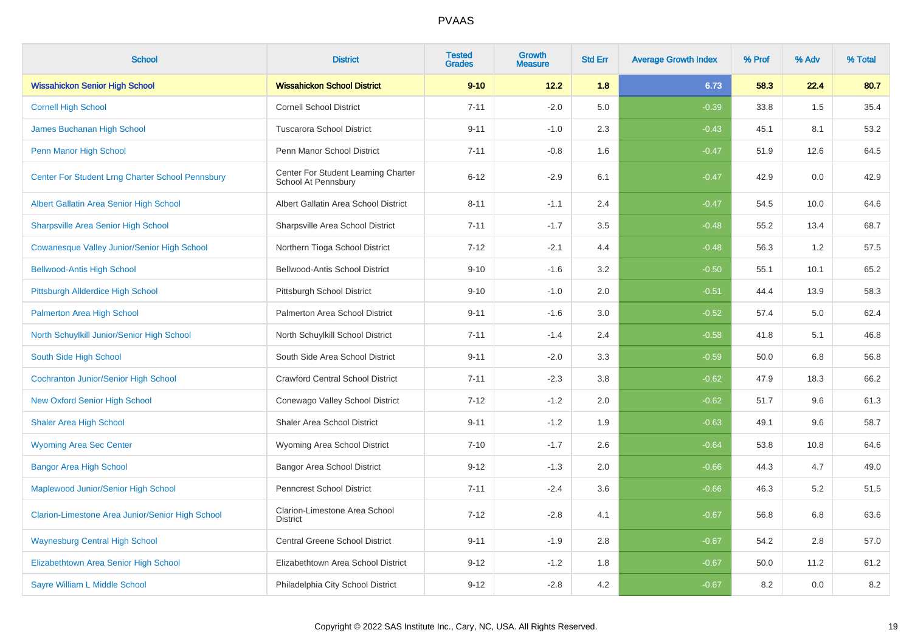# PVAAS

| School | District | Tested Grades | Growth Measure | Std Err | Average Growth Index | % Prof | % Adv | % Total |
|---|---|---|---|---|---|---|---|---|
| **Wissahickon Senior High School** | **Wissahickon School District** | **9-10** | **12.2** | **1.8** | **6.73** | **58.3** | **22.4** | **80.7** |
| Cornell High School | Cornell School District | 7-11 | -2.0 | 5.0 | -0.39 | 33.8 | 1.5 | 35.4 |
| James Buchanan High School | Tuscarora School District | 9-11 | -1.0 | 2.3 | -0.43 | 45.1 | 8.1 | 53.2 |
| Penn Manor High School | Penn Manor School District | 7-11 | -0.8 | 1.6 | -0.47 | 51.9 | 12.6 | 64.5 |
| Center For Student Lrng Charter School Pennsbury | Center For Student Learning Charter School At Pennsbury | 6-12 | -2.9 | 6.1 | -0.47 | 42.9 | 0.0 | 42.9 |
| Albert Gallatin Area Senior High School | Albert Gallatin Area School District | 8-11 | -1.1 | 2.4 | -0.47 | 54.5 | 10.0 | 64.6 |
| Sharpsville Area Senior High School | Sharpsville Area School District | 7-11 | -1.7 | 3.5 | -0.48 | 55.2 | 13.4 | 68.7 |
| Cowanesque Valley Junior/Senior High School | Northern Tioga School District | 7-12 | -2.1 | 4.4 | -0.48 | 56.3 | 1.2 | 57.5 |
| Bellwood-Antis High School | Bellwood-Antis School District | 9-10 | -1.6 | 3.2 | -0.50 | 55.1 | 10.1 | 65.2 |
| Pittsburgh Allderdice High School | Pittsburgh School District | 9-10 | -1.0 | 2.0 | -0.51 | 44.4 | 13.9 | 58.3 |
| Palmerton Area High School | Palmerton Area School District | 9-11 | -1.6 | 3.0 | -0.52 | 57.4 | 5.0 | 62.4 |
| North Schuylkill Junior/Senior High School | North Schuylkill School District | 7-11 | -1.4 | 2.4 | -0.58 | 41.8 | 5.1 | 46.8 |
| South Side High School | South Side Area School District | 9-11 | -2.0 | 3.3 | -0.59 | 50.0 | 6.8 | 56.8 |
| Cochranton Junior/Senior High School | Crawford Central School District | 7-11 | -2.3 | 3.8 | -0.62 | 47.9 | 18.3 | 66.2 |
| New Oxford Senior High School | Conewago Valley School District | 7-12 | -1.2 | 2.0 | -0.62 | 51.7 | 9.6 | 61.3 |
| Shaler Area High School | Shaler Area School District | 9-11 | -1.2 | 1.9 | -0.63 | 49.1 | 9.6 | 58.7 |
| Wyoming Area Sec Center | Wyoming Area School District | 7-10 | -1.7 | 2.6 | -0.64 | 53.8 | 10.8 | 64.6 |
| Bangor Area High School | Bangor Area School District | 9-12 | -1.3 | 2.0 | -0.66 | 44.3 | 4.7 | 49.0 |
| Maplewood Junior/Senior High School | Penncrest School District | 7-11 | -2.4 | 3.6 | -0.66 | 46.3 | 5.2 | 51.5 |
| Clarion-Limestone Area Junior/Senior High School | Clarion-Limestone Area School District | 7-12 | -2.8 | 4.1 | -0.67 | 56.8 | 6.8 | 63.6 |
| Waynesburg Central High School | Central Greene School District | 9-11 | -1.9 | 2.8 | -0.67 | 54.2 | 2.8 | 57.0 |
| Elizabethtown Area Senior High School | Elizabethtown Area School District | 9-12 | -1.2 | 1.8 | -0.67 | 50.0 | 11.2 | 61.2 |
| Sayre William L Middle School | Philadelphia City School District | 9-12 | -2.8 | 4.2 | -0.67 | 8.2 | 0.0 | 8.2 |

Copyright © 2022 SAS Institute Inc., Cary, NC, USA. All Rights Reserved.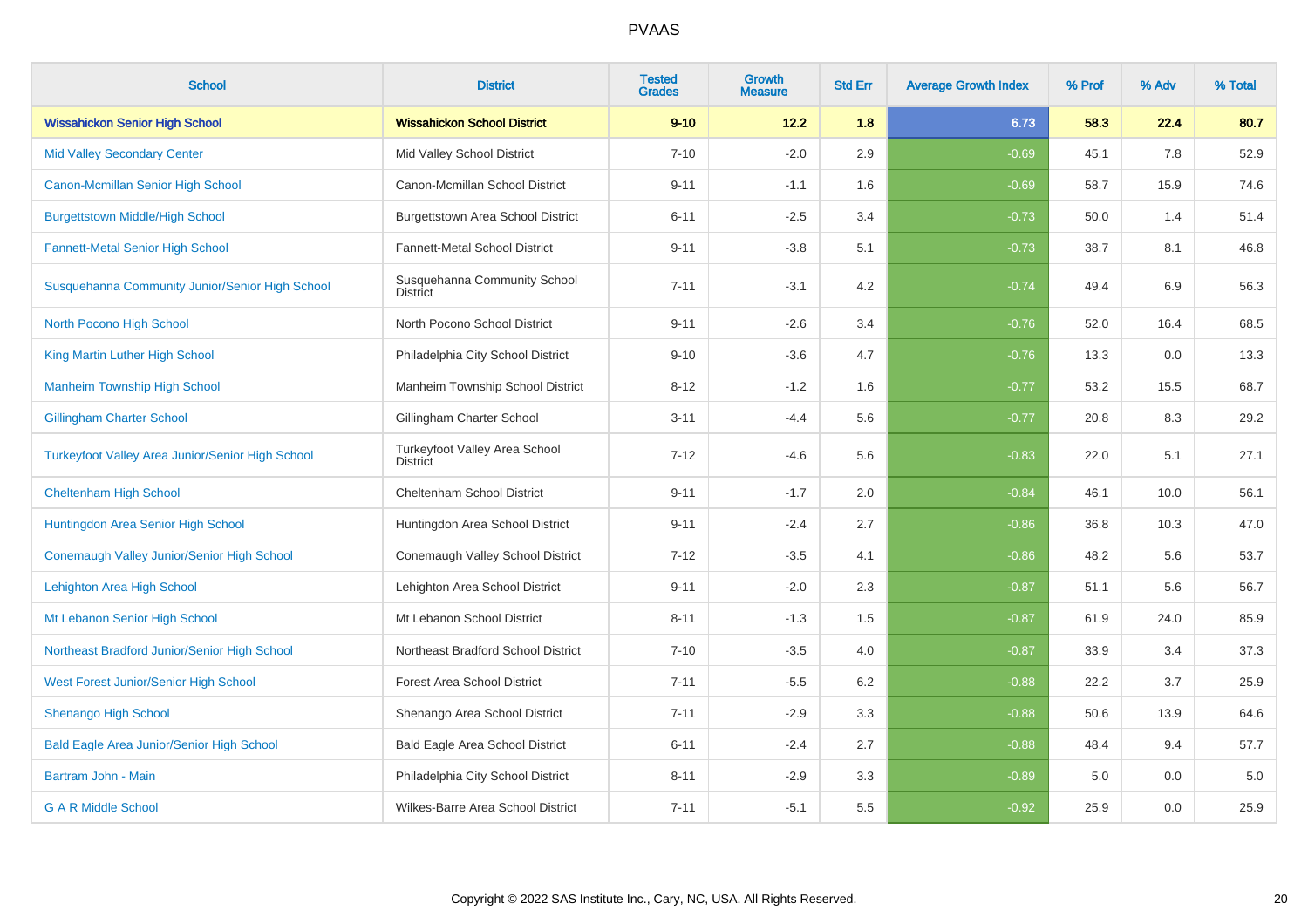PVAAS

| School | District | Tested Grades | Growth Measure | Std Err | Average Growth Index | % Prof | % Adv | % Total |
|---|---|---|---|---|---|---|---|---|
| **Wissahickon Senior High School** | **Wissahickon School District** | **9-10** | **12.2** | **1.8** | **6.73** | **58.3** | **22.4** | **80.7** |
| Mid Valley Secondary Center | Mid Valley School District | 7-10 | -2.0 | 2.9 | -0.69 | 45.1 | 7.8 | 52.9 |
| Canon-Mcmillan Senior High School | Canon-Mcmillan School District | 9-11 | -1.1 | 1.6 | -0.69 | 58.7 | 15.9 | 74.6 |
| Burgettstown Middle/High School | Burgettstown Area School District | 6-11 | -2.5 | 3.4 | -0.73 | 50.0 | 1.4 | 51.4 |
| Fannett-Metal Senior High School | Fannett-Metal School District | 9-11 | -3.8 | 5.1 | -0.73 | 38.7 | 8.1 | 46.8 |
| Susquehanna Community Junior/Senior High School | Susquehanna Community School District | 7-11 | -3.1 | 4.2 | -0.74 | 49.4 | 6.9 | 56.3 |
| North Pocono High School | North Pocono School District | 9-11 | -2.6 | 3.4 | -0.76 | 52.0 | 16.4 | 68.5 |
| King Martin Luther High School | Philadelphia City School District | 9-10 | -3.6 | 4.7 | -0.76 | 13.3 | 0.0 | 13.3 |
| Manheim Township High School | Manheim Township School District | 8-12 | -1.2 | 1.6 | -0.77 | 53.2 | 15.5 | 68.7 |
| Gillingham Charter School | Gillingham Charter School | 3-11 | -4.4 | 5.6 | -0.77 | 20.8 | 8.3 | 29.2 |
| Turkeyfoot Valley Area Junior/Senior High School | Turkeyfoot Valley Area School District | 7-12 | -4.6 | 5.6 | -0.83 | 22.0 | 5.1 | 27.1 |
| Cheltenham High School | Cheltenham School District | 9-11 | -1.7 | 2.0 | -0.84 | 46.1 | 10.0 | 56.1 |
| Huntingdon Area Senior High School | Huntingdon Area School District | 9-11 | -2.4 | 2.7 | -0.86 | 36.8 | 10.3 | 47.0 |
| Conemaugh Valley Junior/Senior High School | Conemaugh Valley School District | 7-12 | -3.5 | 4.1 | -0.86 | 48.2 | 5.6 | 53.7 |
| Lehighton Area High School | Lehighton Area School District | 9-11 | -2.0 | 2.3 | -0.87 | 51.1 | 5.6 | 56.7 |
| Mt Lebanon Senior High School | Mt Lebanon School District | 8-11 | -1.3 | 1.5 | -0.87 | 61.9 | 24.0 | 85.9 |
| Northeast Bradford Junior/Senior High School | Northeast Bradford School District | 7-10 | -3.5 | 4.0 | -0.87 | 33.9 | 3.4 | 37.3 |
| West Forest Junior/Senior High School | Forest Area School District | 7-11 | -5.5 | 6.2 | -0.88 | 22.2 | 3.7 | 25.9 |
| Shenango High School | Shenango Area School District | 7-11 | -2.9 | 3.3 | -0.88 | 50.6 | 13.9 | 64.6 |
| Bald Eagle Area Junior/Senior High School | Bald Eagle Area School District | 6-11 | -2.4 | 2.7 | -0.88 | 48.4 | 9.4 | 57.7 |
| Bartram John - Main | Philadelphia City School District | 8-11 | -2.9 | 3.3 | -0.89 | 5.0 | 0.0 | 5.0 |
| G A R Middle School | Wilkes-Barre Area School District | 7-11 | -5.1 | 5.5 | -0.92 | 25.9 | 0.0 | 25.9 |

Copyright © 2022 SAS Institute Inc., Cary, NC, USA. All Rights Reserved.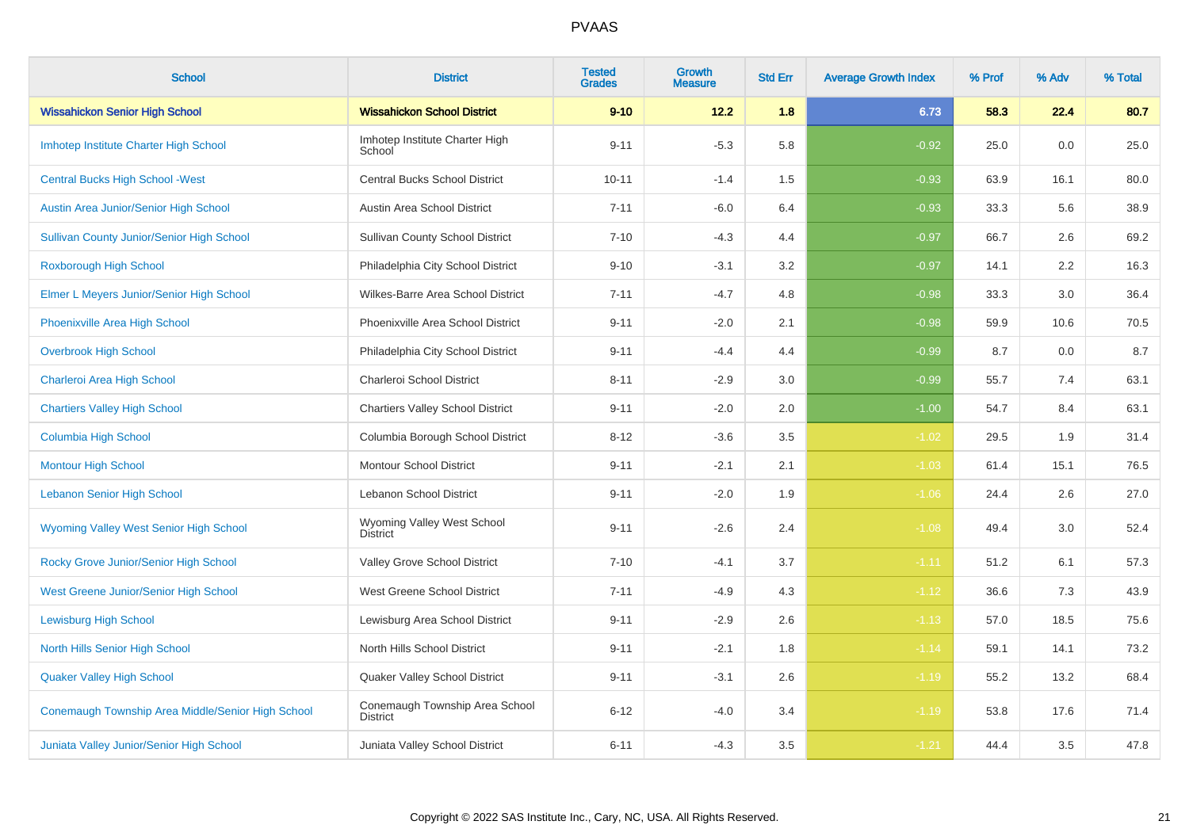# PVAAS

| School | District | Tested Grades | Growth Measure | Std Err | Average Growth Index | % Prof | % Adv | % Total |
|---|---|---|---|---|---|---|---|---|
| **Wissahickon Senior High School** | **Wissahickon School District** | **9-10** | **12.2** | **1.8** | **6.73** | **58.3** | **22.4** | **80.7** |
| Imhotep Institute Charter High School | Imhotep Institute Charter High School | 9-11 | -5.3 | 5.8 | -0.92 | 25.0 | 0.0 | 25.0 |
| Central Bucks High School -West | Central Bucks School District | 10-11 | -1.4 | 1.5 | -0.93 | 63.9 | 16.1 | 80.0 |
| Austin Area Junior/Senior High School | Austin Area School District | 7-11 | -6.0 | 6.4 | -0.93 | 33.3 | 5.6 | 38.9 |
| Sullivan County Junior/Senior High School | Sullivan County School District | 7-10 | -4.3 | 4.4 | -0.97 | 66.7 | 2.6 | 69.2 |
| Roxborough High School | Philadelphia City School District | 9-10 | -3.1 | 3.2 | -0.97 | 14.1 | 2.2 | 16.3 |
| Elmer L Meyers Junior/Senior High School | Wilkes-Barre Area School District | 7-11 | -4.7 | 4.8 | -0.98 | 33.3 | 3.0 | 36.4 |
| Phoenixville Area High School | Phoenixville Area School District | 9-11 | -2.0 | 2.1 | -0.98 | 59.9 | 10.6 | 70.5 |
| Overbrook High School | Philadelphia City School District | 9-11 | -4.4 | 4.4 | -0.99 | 8.7 | 0.0 | 8.7 |
| Charleroi Area High School | Charleroi School District | 8-11 | -2.9 | 3.0 | -0.99 | 55.7 | 7.4 | 63.1 |
| Chartiers Valley High School | Chartiers Valley School District | 9-11 | -2.0 | 2.0 | -1.00 | 54.7 | 8.4 | 63.1 |
| Columbia High School | Columbia Borough School District | 8-12 | -3.6 | 3.5 | -1.02 | 29.5 | 1.9 | 31.4 |
| Montour High School | Montour School District | 9-11 | -2.1 | 2.1 | -1.03 | 61.4 | 15.1 | 76.5 |
| Lebanon Senior High School | Lebanon School District | 9-11 | -2.0 | 1.9 | -1.06 | 24.4 | 2.6 | 27.0 |
| Wyoming Valley West Senior High School | Wyoming Valley West School District | 9-11 | -2.6 | 2.4 | -1.08 | 49.4 | 3.0 | 52.4 |
| Rocky Grove Junior/Senior High School | Valley Grove School District | 7-10 | -4.1 | 3.7 | -1.11 | 51.2 | 6.1 | 57.3 |
| West Greene Junior/Senior High School | West Greene School District | 7-11 | -4.9 | 4.3 | -1.12 | 36.6 | 7.3 | 43.9 |
| Lewisburg High School | Lewisburg Area School District | 9-11 | -2.9 | 2.6 | -1.13 | 57.0 | 18.5 | 75.6 |
| North Hills Senior High School | North Hills School District | 9-11 | -2.1 | 1.8 | -1.14 | 59.1 | 14.1 | 73.2 |
| Quaker Valley High School | Quaker Valley School District | 9-11 | -3.1 | 2.6 | -1.19 | 55.2 | 13.2 | 68.4 |
| Conemaugh Township Area Middle/Senior High School | Conemaugh Township Area School District | 6-12 | -4.0 | 3.4 | -1.19 | 53.8 | 17.6 | 71.4 |
| Juniata Valley Junior/Senior High School | Juniata Valley School District | 6-11 | -4.3 | 3.5 | -1.21 | 44.4 | 3.5 | 47.8 |

Copyright © 2022 SAS Institute Inc., Cary, NC, USA. All Rights Reserved.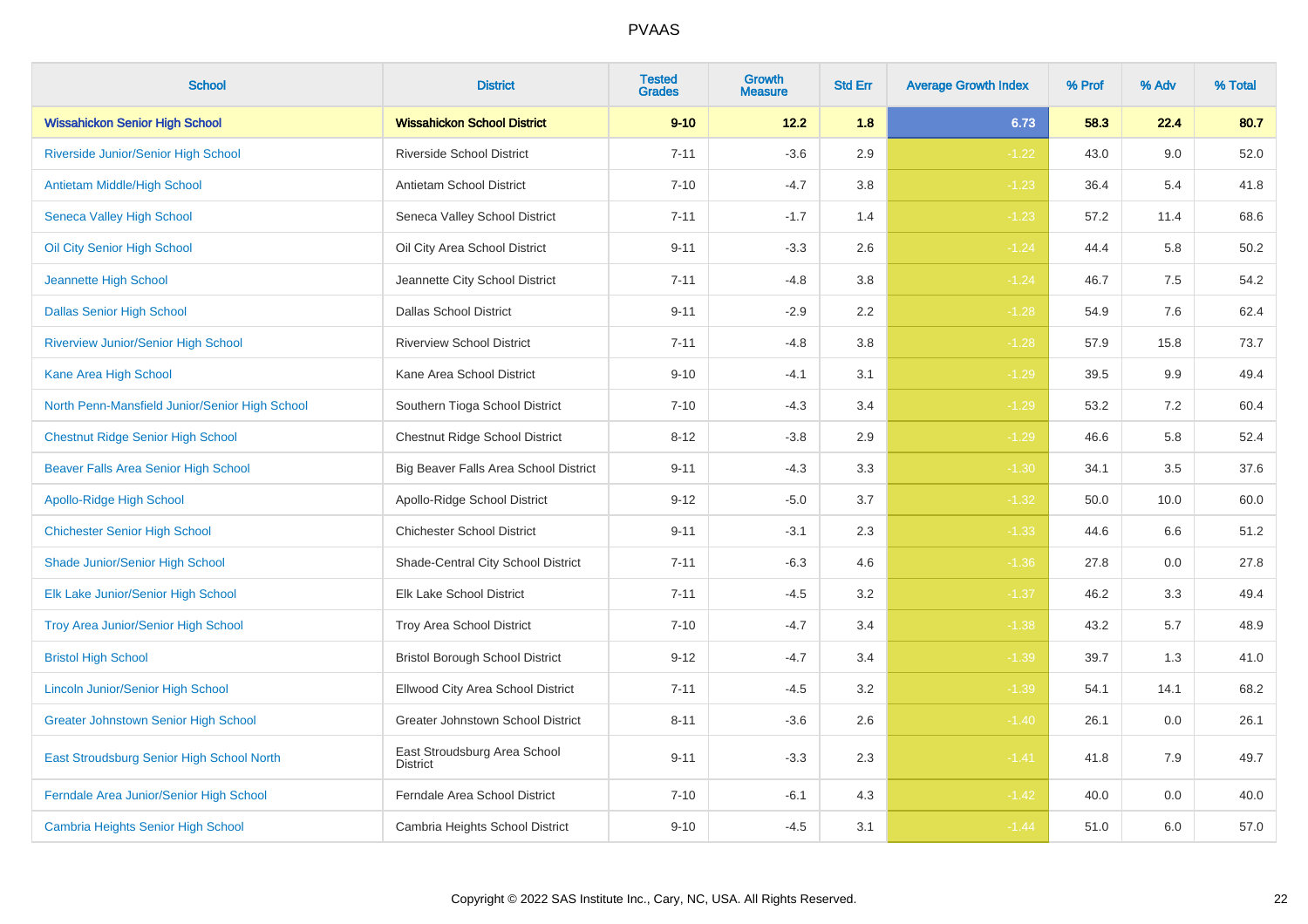# PVAAS

| School | District | Tested Grades | Growth Measure | Std Err | Average Growth Index | % Prof | % Adv | % Total |
|---|---|---|---|---|---|---|---|---|
| **Wissahickon Senior High School** | **Wissahickon School District** | **9-10** | **12.2** | **1.8** | **6.73** | **58.3** | **22.4** | **80.7** |
| Riverside Junior/Senior High School | Riverside School District | 7-11 | -3.6 | 2.9 | -1.22 | 43.0 | 9.0 | 52.0 |
| Antietam Middle/High School | Antietam School District | 7-10 | -4.7 | 3.8 | -1.23 | 36.4 | 5.4 | 41.8 |
| Seneca Valley High School | Seneca Valley School District | 7-11 | -1.7 | 1.4 | -1.23 | 57.2 | 11.4 | 68.6 |
| Oil City Senior High School | Oil City Area School District | 9-11 | -3.3 | 2.6 | -1.24 | 44.4 | 5.8 | 50.2 |
| Jeannette High School | Jeannette City School District | 7-11 | -4.8 | 3.8 | -1.24 | 46.7 | 7.5 | 54.2 |
| Dallas Senior High School | Dallas School District | 9-11 | -2.9 | 2.2 | -1.28 | 54.9 | 7.6 | 62.4 |
| Riverview Junior/Senior High School | Riverview School District | 7-11 | -4.8 | 3.8 | -1.28 | 57.9 | 15.8 | 73.7 |
| Kane Area High School | Kane Area School District | 9-10 | -4.1 | 3.1 | -1.29 | 39.5 | 9.9 | 49.4 |
| North Penn-Mansfield Junior/Senior High School | Southern Tioga School District | 7-10 | -4.3 | 3.4 | -1.29 | 53.2 | 7.2 | 60.4 |
| Chestnut Ridge Senior High School | Chestnut Ridge School District | 8-12 | -3.8 | 2.9 | -1.29 | 46.6 | 5.8 | 52.4 |
| Beaver Falls Area Senior High School | Big Beaver Falls Area School District | 9-11 | -4.3 | 3.3 | -1.30 | 34.1 | 3.5 | 37.6 |
| Apollo-Ridge High School | Apollo-Ridge School District | 9-12 | -5.0 | 3.7 | -1.32 | 50.0 | 10.0 | 60.0 |
| Chichester Senior High School | Chichester School District | 9-11 | -3.1 | 2.3 | -1.33 | 44.6 | 6.6 | 51.2 |
| Shade Junior/Senior High School | Shade-Central City School District | 7-11 | -6.3 | 4.6 | -1.36 | 27.8 | 0.0 | 27.8 |
| Elk Lake Junior/Senior High School | Elk Lake School District | 7-11 | -4.5 | 3.2 | -1.37 | 46.2 | 3.3 | 49.4 |
| Troy Area Junior/Senior High School | Troy Area School District | 7-10 | -4.7 | 3.4 | -1.38 | 43.2 | 5.7 | 48.9 |
| Bristol High School | Bristol Borough School District | 9-12 | -4.7 | 3.4 | -1.39 | 39.7 | 1.3 | 41.0 |
| Lincoln Junior/Senior High School | Ellwood City Area School District | 7-11 | -4.5 | 3.2 | -1.39 | 54.1 | 14.1 | 68.2 |
| Greater Johnstown Senior High School | Greater Johnstown School District | 8-11 | -3.6 | 2.6 | -1.40 | 26.1 | 0.0 | 26.1 |
| East Stroudsburg Senior High School North | East Stroudsburg Area School District | 9-11 | -3.3 | 2.3 | -1.41 | 41.8 | 7.9 | 49.7 |
| Ferndale Area Junior/Senior High School | Ferndale Area School District | 7-10 | -6.1 | 4.3 | -1.42 | 40.0 | 0.0 | 40.0 |
| Cambria Heights Senior High School | Cambria Heights School District | 9-10 | -4.5 | 3.1 | -1.44 | 51.0 | 6.0 | 57.0 |

Copyright © 2022 SAS Institute Inc., Cary, NC, USA. All Rights Reserved.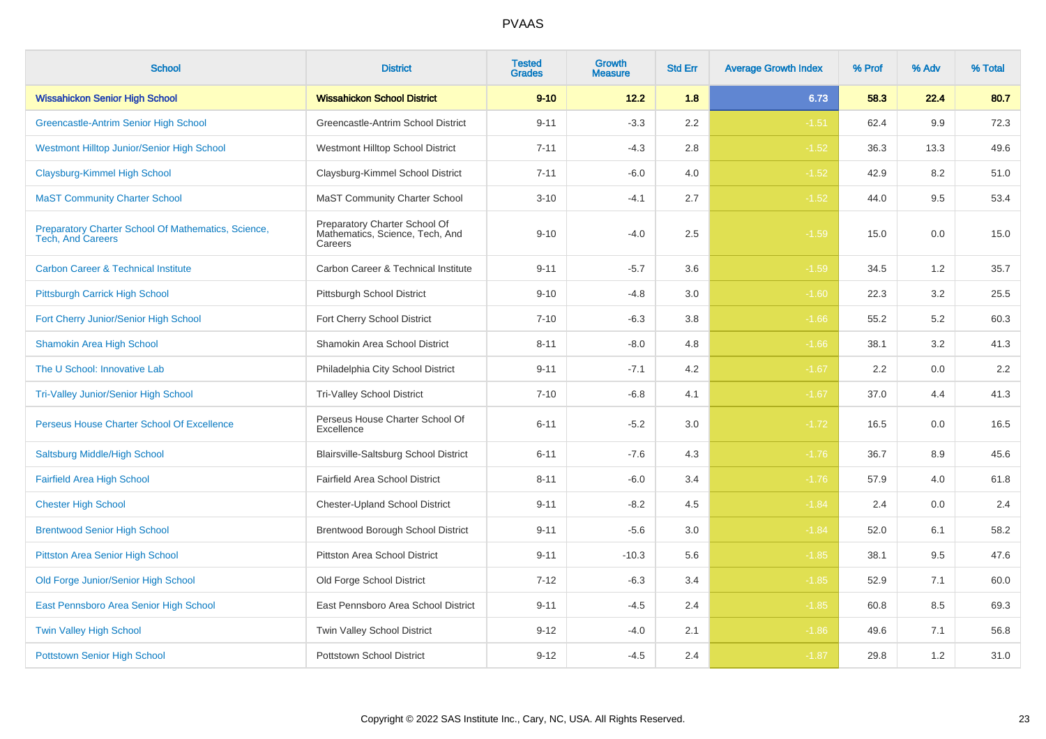| School | District | Tested Grades | Growth Measure | Std Err | Average Growth Index | % Prof | % Adv | % Total |
|---|---|---|---|---|---|---|---|---|
| **Wissahickon Senior High School** | **Wissahickon School District** | **9-10** | **12.2** | **1.8** | **6.73** | **58.3** | **22.4** | **80.7** |
| Greencastle-Antrim Senior High School | Greencastle-Antrim School District | 9-11 | -3.3 | 2.2 | -1.51 | 62.4 | 9.9 | 72.3 |
| Westmont Hilltop Junior/Senior High School | Westmont Hilltop School District | 7-11 | -4.3 | 2.8 | -1.52 | 36.3 | 13.3 | 49.6 |
| Claysburg-Kimmel High School | Claysburg-Kimmel School District | 7-11 | -6.0 | 4.0 | -1.52 | 42.9 | 8.2 | 51.0 |
| MaST Community Charter School | MaST Community Charter School | 3-10 | -4.1 | 2.7 | -1.52 | 44.0 | 9.5 | 53.4 |
| Preparatory Charter School Of Mathematics, Science, Tech, And Careers | Preparatory Charter School Of Mathematics, Science, Tech, And Careers | 9-10 | -4.0 | 2.5 | -1.59 | 15.0 | 0.0 | 15.0 |
| Carbon Career & Technical Institute | Carbon Career & Technical Institute | 9-11 | -5.7 | 3.6 | -1.59 | 34.5 | 1.2 | 35.7 |
| Pittsburgh Carrick High School | Pittsburgh School District | 9-10 | -4.8 | 3.0 | -1.60 | 22.3 | 3.2 | 25.5 |
| Fort Cherry Junior/Senior High School | Fort Cherry School District | 7-10 | -6.3 | 3.8 | -1.66 | 55.2 | 5.2 | 60.3 |
| Shamokin Area High School | Shamokin Area School District | 8-11 | -8.0 | 4.8 | -1.66 | 38.1 | 3.2 | 41.3 |
| The U School: Innovative Lab | Philadelphia City School District | 9-11 | -7.1 | 4.2 | -1.67 | 2.2 | 0.0 | 2.2 |
| Tri-Valley Junior/Senior High School | Tri-Valley School District | 7-10 | -6.8 | 4.1 | -1.67 | 37.0 | 4.4 | 41.3 |
| Perseus House Charter School Of Excellence | Perseus House Charter School Of Excellence | 6-11 | -5.2 | 3.0 | -1.72 | 16.5 | 0.0 | 16.5 |
| Saltsburg Middle/High School | Blairsville-Saltsburg School District | 6-11 | -7.6 | 4.3 | -1.76 | 36.7 | 8.9 | 45.6 |
| Fairfield Area High School | Fairfield Area School District | 8-11 | -6.0 | 3.4 | -1.76 | 57.9 | 4.0 | 61.8 |
| Chester High School | Chester-Upland School District | 9-11 | -8.2 | 4.5 | -1.84 | 2.4 | 0.0 | 2.4 |
| Brentwood Senior High School | Brentwood Borough School District | 9-11 | -5.6 | 3.0 | -1.84 | 52.0 | 6.1 | 58.2 |
| Pittston Area Senior High School | Pittston Area School District | 9-11 | -10.3 | 5.6 | -1.85 | 38.1 | 9.5 | 47.6 |
| Old Forge Junior/Senior High School | Old Forge School District | 7-12 | -6.3 | 3.4 | -1.85 | 52.9 | 7.1 | 60.0 |
| East Pennsboro Area Senior High School | East Pennsboro Area School District | 9-11 | -4.5 | 2.4 | -1.85 | 60.8 | 8.5 | 69.3 |
| Twin Valley High School | Twin Valley School District | 9-12 | -4.0 | 2.1 | -1.86 | 49.6 | 7.1 | 56.8 |
| Pottstown Senior High School | Pottstown School District | 9-12 | -4.5 | 2.4 | -1.87 | 29.8 | 1.2 | 31.0 |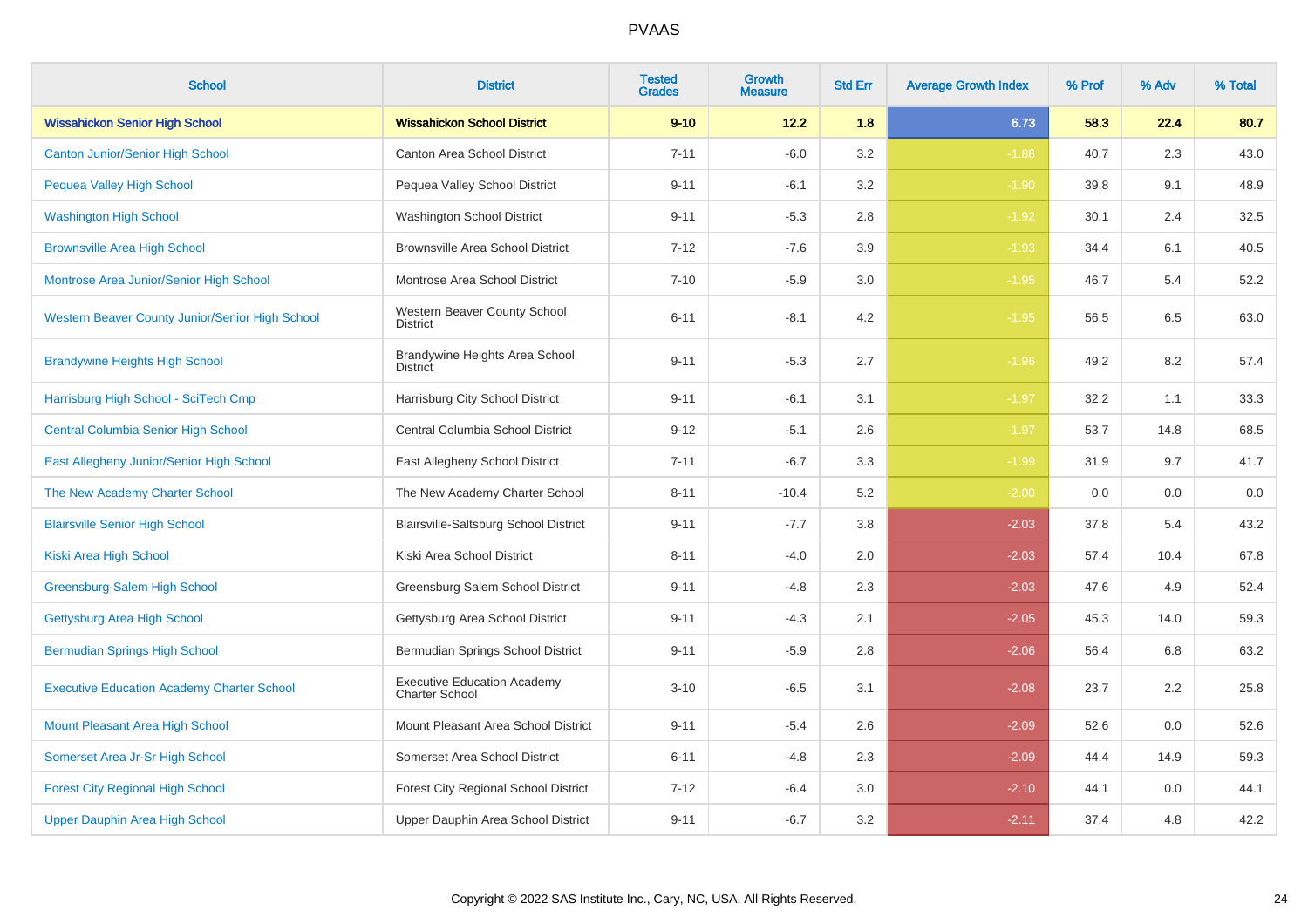# PVAAS

| School | District | Tested Grades | Growth Measure | Std Err | Average Growth Index | % Prof | % Adv | % Total |
|---|---|---|---|---|---|---|---|---|
| **Wissahickon Senior High School** | **Wissahickon School District** | **9-10** | **12.2** | **1.8** | **6.73** | **58.3** | **22.4** | **80.7** |
| Canton Junior/Senior High School | Canton Area School District | 7-11 | -6.0 | 3.2 | -1.88 | 40.7 | 2.3 | 43.0 |
| Pequea Valley High School | Pequea Valley School District | 9-11 | -6.1 | 3.2 | -1.90 | 39.8 | 9.1 | 48.9 |
| Washington High School | Washington School District | 9-11 | -5.3 | 2.8 | -1.92 | 30.1 | 2.4 | 32.5 |
| Brownsville Area High School | Brownsville Area School District | 7-12 | -7.6 | 3.9 | -1.93 | 34.4 | 6.1 | 40.5 |
| Montrose Area Junior/Senior High School | Montrose Area School District | 7-10 | -5.9 | 3.0 | -1.95 | 46.7 | 5.4 | 52.2 |
| Western Beaver County Junior/Senior High School | Western Beaver County School District | 6-11 | -8.1 | 4.2 | -1.95 | 56.5 | 6.5 | 63.0 |
| Brandywine Heights High School | Brandywine Heights Area School District | 9-11 | -5.3 | 2.7 | -1.96 | 49.2 | 8.2 | 57.4 |
| Harrisburg High School - SciTech Cmp | Harrisburg City School District | 9-11 | -6.1 | 3.1 | -1.97 | 32.2 | 1.1 | 33.3 |
| Central Columbia Senior High School | Central Columbia School District | 9-12 | -5.1 | 2.6 | -1.97 | 53.7 | 14.8 | 68.5 |
| East Allegheny Junior/Senior High School | East Allegheny School District | 7-11 | -6.7 | 3.3 | -1.99 | 31.9 | 9.7 | 41.7 |
| The New Academy Charter School | The New Academy Charter School | 8-11 | -10.4 | 5.2 | -2.00 | 0.0 | 0.0 | 0.0 |
| Blairsville Senior High School | Blairsville-Saltsburg School District | 9-11 | -7.7 | 3.8 | -2.03 | 37.8 | 5.4 | 43.2 |
| Kiski Area High School | Kiski Area School District | 8-11 | -4.0 | 2.0 | -2.03 | 57.4 | 10.4 | 67.8 |
| Greensburg-Salem High School | Greensburg Salem School District | 9-11 | -4.8 | 2.3 | -2.03 | 47.6 | 4.9 | 52.4 |
| Gettysburg Area High School | Gettysburg Area School District | 9-11 | -4.3 | 2.1 | -2.05 | 45.3 | 14.0 | 59.3 |
| Bermudian Springs High School | Bermudian Springs School District | 9-11 | -5.9 | 2.8 | -2.06 | 56.4 | 6.8 | 63.2 |
| Executive Education Academy Charter School | Executive Education Academy Charter School | 3-10 | -6.5 | 3.1 | -2.08 | 23.7 | 2.2 | 25.8 |
| Mount Pleasant Area High School | Mount Pleasant Area School District | 9-11 | -5.4 | 2.6 | -2.09 | 52.6 | 0.0 | 52.6 |
| Somerset Area Jr-Sr High School | Somerset Area School District | 6-11 | -4.8 | 2.3 | -2.09 | 44.4 | 14.9 | 59.3 |
| Forest City Regional High School | Forest City Regional School District | 7-12 | -6.4 | 3.0 | -2.10 | 44.1 | 0.0 | 44.1 |
| Upper Dauphin Area High School | Upper Dauphin Area School District | 9-11 | -6.7 | 3.2 | -2.11 | 37.4 | 4.8 | 42.2 |

Copyright © 2022 SAS Institute Inc., Cary, NC, USA. All Rights Reserved.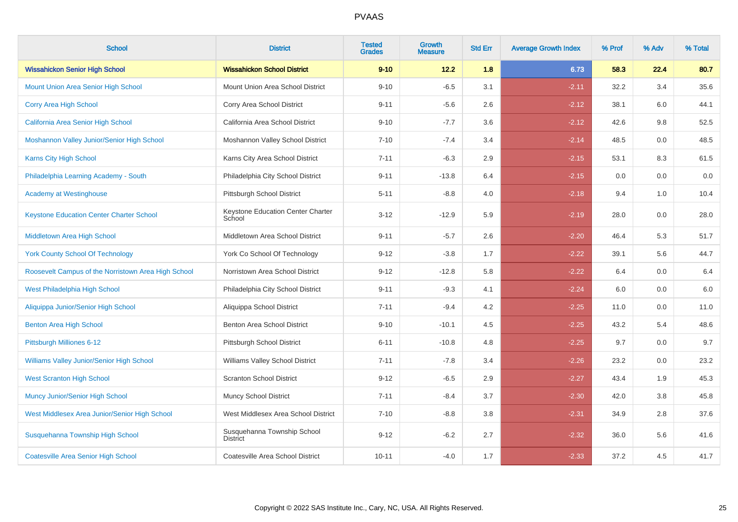# PVAAS

| School | District | Tested Grades | Growth Measure | Std Err | Average Growth Index | % Prof | % Adv | % Total |
|---|---|---|---|---|---|---|---|---|
| **Wissahickon Senior High School** | **Wissahickon School District** | **9-10** | **12.2** | **1.8** | **6.73** | **58.3** | **22.4** | **80.7** |
| Mount Union Area Senior High School | Mount Union Area School District | 9-10 | -6.5 | 3.1 | -2.11 | 32.2 | 3.4 | 35.6 |
| Corry Area High School | Corry Area School District | 9-11 | -5.6 | 2.6 | -2.12 | 38.1 | 6.0 | 44.1 |
| California Area Senior High School | California Area School District | 9-10 | -7.7 | 3.6 | -2.12 | 42.6 | 9.8 | 52.5 |
| Moshannon Valley Junior/Senior High School | Moshannon Valley School District | 7-10 | -7.4 | 3.4 | -2.14 | 48.5 | 0.0 | 48.5 |
| Karns City High School | Karns City Area School District | 7-11 | -6.3 | 2.9 | -2.15 | 53.1 | 8.3 | 61.5 |
| Philadelphia Learning Academy - South | Philadelphia City School District | 9-11 | -13.8 | 6.4 | -2.15 | 0.0 | 0.0 | 0.0 |
| Academy at Westinghouse | Pittsburgh School District | 5-11 | -8.8 | 4.0 | -2.18 | 9.4 | 1.0 | 10.4 |
| Keystone Education Center Charter School | Keystone Education Center Charter School | 3-12 | -12.9 | 5.9 | -2.19 | 28.0 | 0.0 | 28.0 |
| Middletown Area High School | Middletown Area School District | 9-11 | -5.7 | 2.6 | -2.20 | 46.4 | 5.3 | 51.7 |
| York County School Of Technology | York Co School Of Technology | 9-12 | -3.8 | 1.7 | -2.22 | 39.1 | 5.6 | 44.7 |
| Roosevelt Campus of the Norristown Area High School | Norristown Area School District | 9-12 | -12.8 | 5.8 | -2.22 | 6.4 | 0.0 | 6.4 |
| West Philadelphia High School | Philadelphia City School District | 9-11 | -9.3 | 4.1 | -2.24 | 6.0 | 0.0 | 6.0 |
| Aliquippa Junior/Senior High School | Aliquippa School District | 7-11 | -9.4 | 4.2 | -2.25 | 11.0 | 0.0 | 11.0 |
| Benton Area High School | Benton Area School District | 9-10 | -10.1 | 4.5 | -2.25 | 43.2 | 5.4 | 48.6 |
| Pittsburgh Milliones 6-12 | Pittsburgh School District | 6-11 | -10.8 | 4.8 | -2.25 | 9.7 | 0.0 | 9.7 |
| Williams Valley Junior/Senior High School | Williams Valley School District | 7-11 | -7.8 | 3.4 | -2.26 | 23.2 | 0.0 | 23.2 |
| West Scranton High School | Scranton School District | 9-12 | -6.5 | 2.9 | -2.27 | 43.4 | 1.9 | 45.3 |
| Muncy Junior/Senior High School | Muncy School District | 7-11 | -8.4 | 3.7 | -2.30 | 42.0 | 3.8 | 45.8 |
| West Middlesex Area Junior/Senior High School | West Middlesex Area School District | 7-10 | -8.8 | 3.8 | -2.31 | 34.9 | 2.8 | 37.6 |
| Susquehanna Township High School | Susquehanna Township School District | 9-12 | -6.2 | 2.7 | -2.32 | 36.0 | 5.6 | 41.6 |
| Coatesville Area Senior High School | Coatesville Area School District | 10-11 | -4.0 | 1.7 | -2.33 | 37.2 | 4.5 | 41.7 |

Copyright © 2022 SAS Institute Inc., Cary, NC, USA. All Rights Reserved.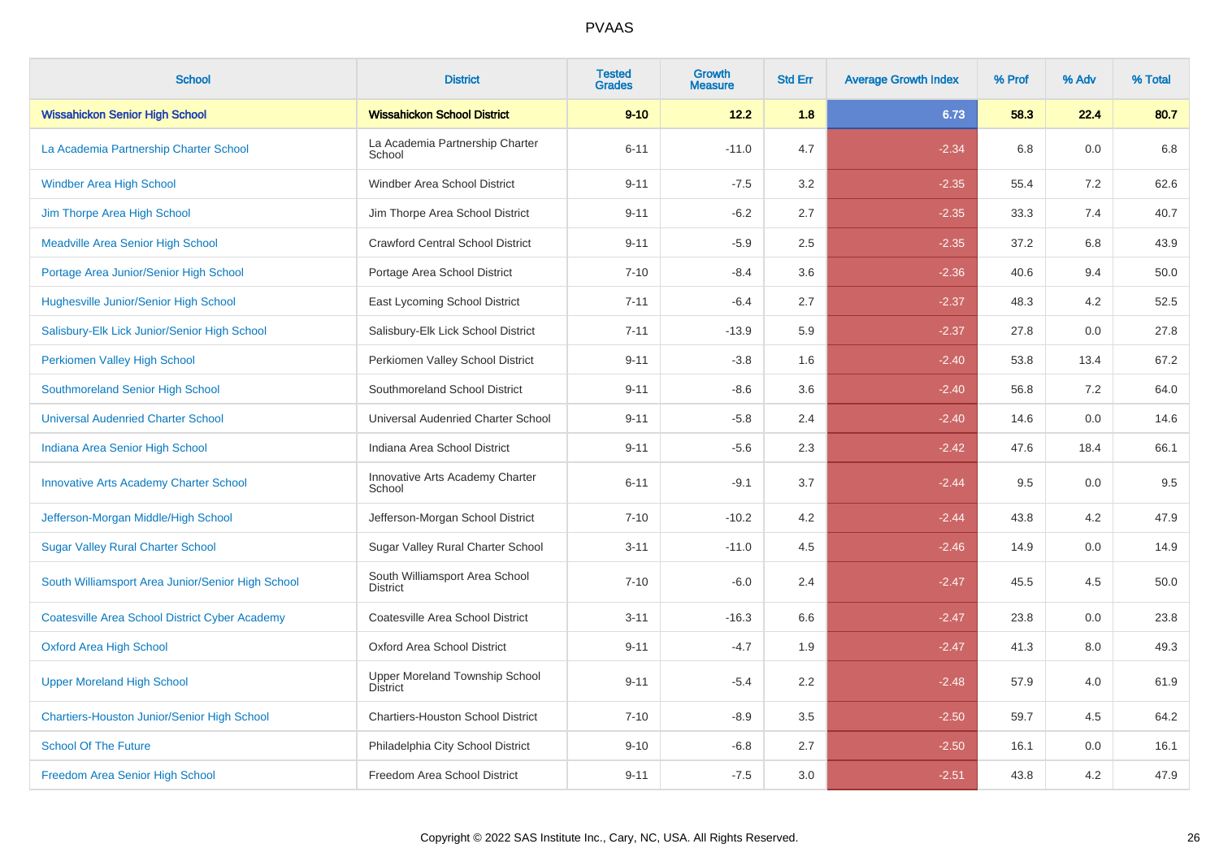| School | District | Tested Grades | Growth Measure | Std Err | Average Growth Index | % Prof | % Adv | % Total |
|---|---|---|---|---|---|---|---|---|
| **Wissahickon Senior High School** | **Wissahickon School District** | **9-10** | **12.2** | **1.8** | **6.73** | **58.3** | **22.4** | **80.7** |
| La Academia Partnership Charter School | La Academia Partnership Charter School | 6-11 | -11.0 | 4.7 | -2.34 | 6.8 | 0.0 | 6.8 |
| Windber Area High School | Windber Area School District | 9-11 | -7.5 | 3.2 | -2.35 | 55.4 | 7.2 | 62.6 |
| Jim Thorpe Area High School | Jim Thorpe Area School District | 9-11 | -6.2 | 2.7 | -2.35 | 33.3 | 7.4 | 40.7 |
| Meadville Area Senior High School | Crawford Central School District | 9-11 | -5.9 | 2.5 | -2.35 | 37.2 | 6.8 | 43.9 |
| Portage Area Junior/Senior High School | Portage Area School District | 7-10 | -8.4 | 3.6 | -2.36 | 40.6 | 9.4 | 50.0 |
| Hughesville Junior/Senior High School | East Lycoming School District | 7-11 | -6.4 | 2.7 | -2.37 | 48.3 | 4.2 | 52.5 |
| Salisbury-Elk Lick Junior/Senior High School | Salisbury-Elk Lick School District | 7-11 | -13.9 | 5.9 | -2.37 | 27.8 | 0.0 | 27.8 |
| Perkiomen Valley High School | Perkiomen Valley School District | 9-11 | -3.8 | 1.6 | -2.40 | 53.8 | 13.4 | 67.2 |
| Southmoreland Senior High School | Southmoreland School District | 9-11 | -8.6 | 3.6 | -2.40 | 56.8 | 7.2 | 64.0 |
| Universal Audenried Charter School | Universal Audenried Charter School | 9-11 | -5.8 | 2.4 | -2.40 | 14.6 | 0.0 | 14.6 |
| Indiana Area Senior High School | Indiana Area School District | 9-11 | -5.6 | 2.3 | -2.42 | 47.6 | 18.4 | 66.1 |
| Innovative Arts Academy Charter School | Innovative Arts Academy Charter School | 6-11 | -9.1 | 3.7 | -2.44 | 9.5 | 0.0 | 9.5 |
| Jefferson-Morgan Middle/High School | Jefferson-Morgan School District | 7-10 | -10.2 | 4.2 | -2.44 | 43.8 | 4.2 | 47.9 |
| Sugar Valley Rural Charter School | Sugar Valley Rural Charter School | 3-11 | -11.0 | 4.5 | -2.46 | 14.9 | 0.0 | 14.9 |
| South Williamsport Area Junior/Senior High School | South Williamsport Area School District | 7-10 | -6.0 | 2.4 | -2.47 | 45.5 | 4.5 | 50.0 |
| Coatesville Area School District Cyber Academy | Coatesville Area School District | 3-11 | -16.3 | 6.6 | -2.47 | 23.8 | 0.0 | 23.8 |
| Oxford Area High School | Oxford Area School District | 9-11 | -4.7 | 1.9 | -2.47 | 41.3 | 8.0 | 49.3 |
| Upper Moreland High School | Upper Moreland Township School District | 9-11 | -5.4 | 2.2 | -2.48 | 57.9 | 4.0 | 61.9 |
| Chartiers-Houston Junior/Senior High School | Chartiers-Houston School District | 7-10 | -8.9 | 3.5 | -2.50 | 59.7 | 4.5 | 64.2 |
| School Of The Future | Philadelphia City School District | 9-10 | -6.8 | 2.7 | -2.50 | 16.1 | 0.0 | 16.1 |
| Freedom Area Senior High School | Freedom Area School District | 9-11 | -7.5 | 3.0 | -2.51 | 43.8 | 4.2 | 47.9 |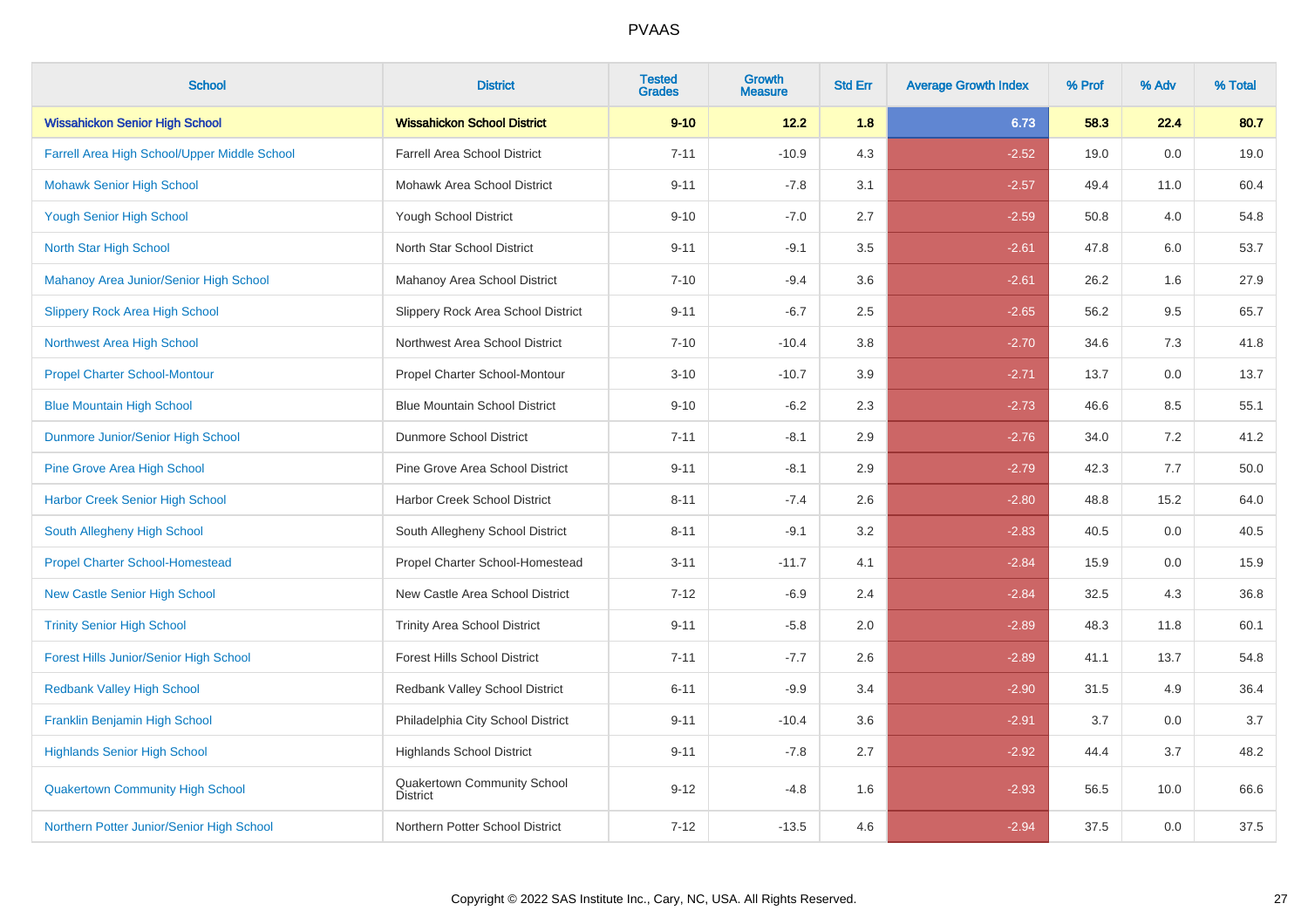# PVAAS

| School | District | Tested Grades | Growth Measure | Std Err | Average Growth Index | % Prof | % Adv | % Total |
|---|---|---|---|---|---|---|---|---|
| **Wissahickon Senior High School** | **Wissahickon School District** | **9-10** | **12.2** | **1.8** | **6.73** | **58.3** | **22.4** | **80.7** |
| Farrell Area High School/Upper Middle School | Farrell Area School District | 7-11 | -10.9 | 4.3 | -2.52 | 19.0 | 0.0 | 19.0 |
| Mohawk Senior High School | Mohawk Area School District | 9-11 | -7.8 | 3.1 | -2.57 | 49.4 | 11.0 | 60.4 |
| Yough Senior High School | Yough School District | 9-10 | -7.0 | 2.7 | -2.59 | 50.8 | 4.0 | 54.8 |
| North Star High School | North Star School District | 9-11 | -9.1 | 3.5 | -2.61 | 47.8 | 6.0 | 53.7 |
| Mahanoy Area Junior/Senior High School | Mahanoy Area School District | 7-10 | -9.4 | 3.6 | -2.61 | 26.2 | 1.6 | 27.9 |
| Slippery Rock Area High School | Slippery Rock Area School District | 9-11 | -6.7 | 2.5 | -2.65 | 56.2 | 9.5 | 65.7 |
| Northwest Area High School | Northwest Area School District | 7-10 | -10.4 | 3.8 | -2.70 | 34.6 | 7.3 | 41.8 |
| Propel Charter School-Montour | Propel Charter School-Montour | 3-10 | -10.7 | 3.9 | -2.71 | 13.7 | 0.0 | 13.7 |
| Blue Mountain High School | Blue Mountain School District | 9-10 | -6.2 | 2.3 | -2.73 | 46.6 | 8.5 | 55.1 |
| Dunmore Junior/Senior High School | Dunmore School District | 7-11 | -8.1 | 2.9 | -2.76 | 34.0 | 7.2 | 41.2 |
| Pine Grove Area High School | Pine Grove Area School District | 9-11 | -8.1 | 2.9 | -2.79 | 42.3 | 7.7 | 50.0 |
| Harbor Creek Senior High School | Harbor Creek School District | 8-11 | -7.4 | 2.6 | -2.80 | 48.8 | 15.2 | 64.0 |
| South Allegheny High School | South Allegheny School District | 8-11 | -9.1 | 3.2 | -2.83 | 40.5 | 0.0 | 40.5 |
| Propel Charter School-Homestead | Propel Charter School-Homestead | 3-11 | -11.7 | 4.1 | -2.84 | 15.9 | 0.0 | 15.9 |
| New Castle Senior High School | New Castle Area School District | 7-12 | -6.9 | 2.4 | -2.84 | 32.5 | 4.3 | 36.8 |
| Trinity Senior High School | Trinity Area School District | 9-11 | -5.8 | 2.0 | -2.89 | 48.3 | 11.8 | 60.1 |
| Forest Hills Junior/Senior High School | Forest Hills School District | 7-11 | -7.7 | 2.6 | -2.89 | 41.1 | 13.7 | 54.8 |
| Redbank Valley High School | Redbank Valley School District | 6-11 | -9.9 | 3.4 | -2.90 | 31.5 | 4.9 | 36.4 |
| Franklin Benjamin High School | Philadelphia City School District | 9-11 | -10.4 | 3.6 | -2.91 | 3.7 | 0.0 | 3.7 |
| Highlands Senior High School | Highlands School District | 9-11 | -7.8 | 2.7 | -2.92 | 44.4 | 3.7 | 48.2 |
| Quakertown Community High School | Quakertown Community School District | 9-12 | -4.8 | 1.6 | -2.93 | 56.5 | 10.0 | 66.6 |
| Northern Potter Junior/Senior High School | Northern Potter School District | 7-12 | -13.5 | 4.6 | -2.94 | 37.5 | 0.0 | 37.5 |

Copyright © 2022 SAS Institute Inc., Cary, NC, USA. All Rights Reserved.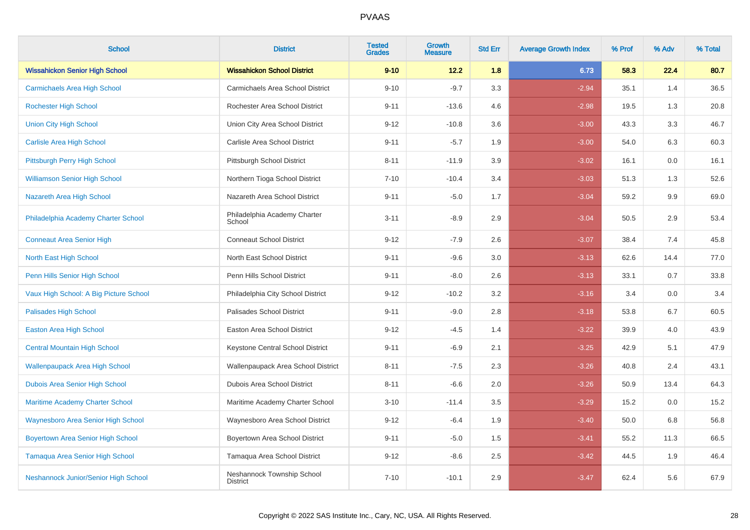# PVAAS

| School | District | Tested Grades | Growth Measure | Std Err | Average Growth Index | % Prof | % Adv | % Total |
|---|---|---|---|---|---|---|---|---|
| **Wissahickon Senior High School** | **Wissahickon School District** | **9-10** | **12.2** | **1.8** | **6.73** | **58.3** | **22.4** | **80.7** |
| Carmichaels Area High School | Carmichaels Area School District | 9-10 | -9.7 | 3.3 | -2.94 | 35.1 | 1.4 | 36.5 |
| Rochester High School | Rochester Area School District | 9-11 | -13.6 | 4.6 | -2.98 | 19.5 | 1.3 | 20.8 |
| Union City High School | Union City Area School District | 9-12 | -10.8 | 3.6 | -3.00 | 43.3 | 3.3 | 46.7 |
| Carlisle Area High School | Carlisle Area School District | 9-11 | -5.7 | 1.9 | -3.00 | 54.0 | 6.3 | 60.3 |
| Pittsburgh Perry High School | Pittsburgh School District | 8-11 | -11.9 | 3.9 | -3.02 | 16.1 | 0.0 | 16.1 |
| Williamson Senior High School | Northern Tioga School District | 7-10 | -10.4 | 3.4 | -3.03 | 51.3 | 1.3 | 52.6 |
| Nazareth Area High School | Nazareth Area School District | 9-11 | -5.0 | 1.7 | -3.04 | 59.2 | 9.9 | 69.0 |
| Philadelphia Academy Charter School | Philadelphia Academy Charter School | 3-11 | -8.9 | 2.9 | -3.04 | 50.5 | 2.9 | 53.4 |
| Conneaut Area Senior High | Conneaut School District | 9-12 | -7.9 | 2.6 | -3.07 | 38.4 | 7.4 | 45.8 |
| North East High School | North East School District | 9-11 | -9.6 | 3.0 | -3.13 | 62.6 | 14.4 | 77.0 |
| Penn Hills Senior High School | Penn Hills School District | 9-11 | -8.0 | 2.6 | -3.13 | 33.1 | 0.7 | 33.8 |
| Vaux High School: A Big Picture School | Philadelphia City School District | 9-12 | -10.2 | 3.2 | -3.16 | 3.4 | 0.0 | 3.4 |
| Palisades High School | Palisades School District | 9-11 | -9.0 | 2.8 | -3.18 | 53.8 | 6.7 | 60.5 |
| Easton Area High School | Easton Area School District | 9-12 | -4.5 | 1.4 | -3.22 | 39.9 | 4.0 | 43.9 |
| Central Mountain High School | Keystone Central School District | 9-11 | -6.9 | 2.1 | -3.25 | 42.9 | 5.1 | 47.9 |
| Wallenpaupack Area High School | Wallenpaupack Area School District | 8-11 | -7.5 | 2.3 | -3.26 | 40.8 | 2.4 | 43.1 |
| Dubois Area Senior High School | Dubois Area School District | 8-11 | -6.6 | 2.0 | -3.26 | 50.9 | 13.4 | 64.3 |
| Maritime Academy Charter School | Maritime Academy Charter School | 3-10 | -11.4 | 3.5 | -3.29 | 15.2 | 0.0 | 15.2 |
| Waynesboro Area Senior High School | Waynesboro Area School District | 9-12 | -6.4 | 1.9 | -3.40 | 50.0 | 6.8 | 56.8 |
| Boyertown Area Senior High School | Boyertown Area School District | 9-11 | -5.0 | 1.5 | -3.41 | 55.2 | 11.3 | 66.5 |
| Tamaqua Area Senior High School | Tamaqua Area School District | 9-12 | -8.6 | 2.5 | -3.42 | 44.5 | 1.9 | 46.4 |
| Neshannock Junior/Senior High School | Neshannock Township School District | 7-10 | -10.1 | 2.9 | -3.47 | 62.4 | 5.6 | 67.9 |

Copyright © 2022 SAS Institute Inc., Cary, NC, USA. All Rights Reserved.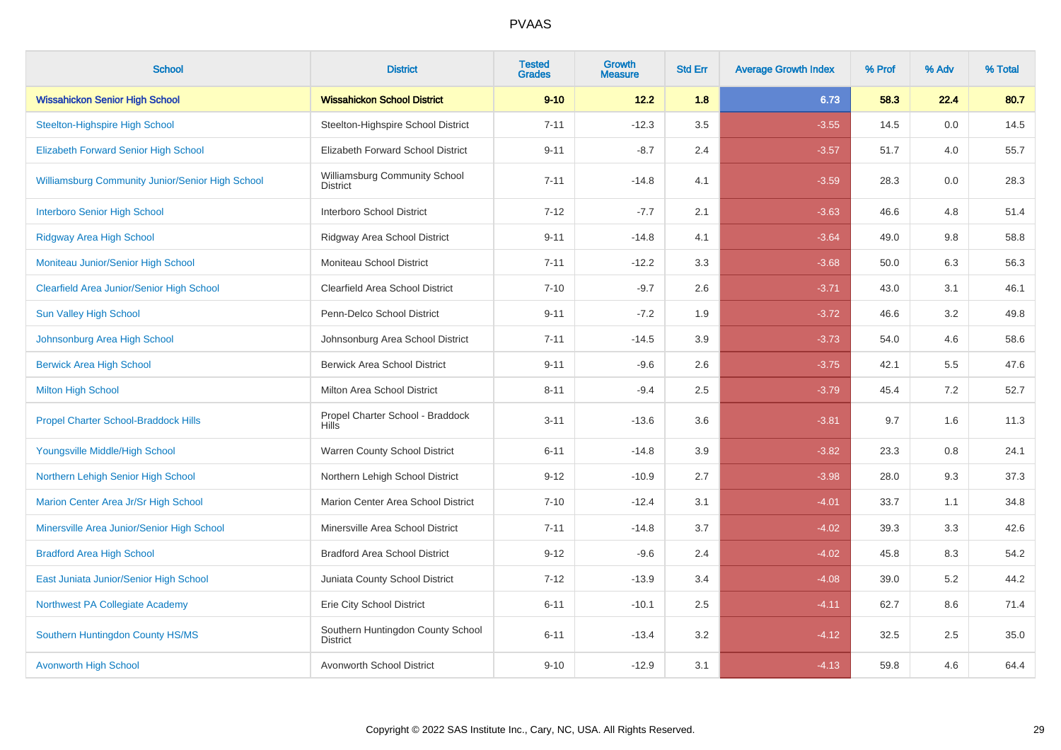| School | District | Tested Grades | Growth Measure | Std Err | Average Growth Index | % Prof | % Adv | % Total |
|---|---|---|---|---|---|---|---|---|
| **Wissahickon Senior High School** | **Wissahickon School District** | **9-10** | **12.2** | **1.8** | **6.73** | **58.3** | **22.4** | **80.7** |
| Steelton-Highspire High School | Steelton-Highspire School District | 7-11 | -12.3 | 3.5 | -3.55 | 14.5 | 0.0 | 14.5 |
| Elizabeth Forward Senior High School | Elizabeth Forward School District | 9-11 | -8.7 | 2.4 | -3.57 | 51.7 | 4.0 | 55.7 |
| Williamsburg Community Junior/Senior High School | Williamsburg Community School District | 7-11 | -14.8 | 4.1 | -3.59 | 28.3 | 0.0 | 28.3 |
| Interboro Senior High School | Interboro School District | 7-12 | -7.7 | 2.1 | -3.63 | 46.6 | 4.8 | 51.4 |
| Ridgway Area High School | Ridgway Area School District | 9-11 | -14.8 | 4.1 | -3.64 | 49.0 | 9.8 | 58.8 |
| Moniteau Junior/Senior High School | Moniteau School District | 7-11 | -12.2 | 3.3 | -3.68 | 50.0 | 6.3 | 56.3 |
| Clearfield Area Junior/Senior High School | Clearfield Area School District | 7-10 | -9.7 | 2.6 | -3.71 | 43.0 | 3.1 | 46.1 |
| Sun Valley High School | Penn-Delco School District | 9-11 | -7.2 | 1.9 | -3.72 | 46.6 | 3.2 | 49.8 |
| Johnsonburg Area High School | Johnsonburg Area School District | 7-11 | -14.5 | 3.9 | -3.73 | 54.0 | 4.6 | 58.6 |
| Berwick Area High School | Berwick Area School District | 9-11 | -9.6 | 2.6 | -3.75 | 42.1 | 5.5 | 47.6 |
| Milton High School | Milton Area School District | 8-11 | -9.4 | 2.5 | -3.79 | 45.4 | 7.2 | 52.7 |
| Propel Charter School-Braddock Hills | Propel Charter School - Braddock Hills | 3-11 | -13.6 | 3.6 | -3.81 | 9.7 | 1.6 | 11.3 |
| Youngsville Middle/High School | Warren County School District | 6-11 | -14.8 | 3.9 | -3.82 | 23.3 | 0.8 | 24.1 |
| Northern Lehigh Senior High School | Northern Lehigh School District | 9-12 | -10.9 | 2.7 | -3.98 | 28.0 | 9.3 | 37.3 |
| Marion Center Area Jr/Sr High School | Marion Center Area School District | 7-10 | -12.4 | 3.1 | -4.01 | 33.7 | 1.1 | 34.8 |
| Minersville Area Junior/Senior High School | Minersville Area School District | 7-11 | -14.8 | 3.7 | -4.02 | 39.3 | 3.3 | 42.6 |
| Bradford Area High School | Bradford Area School District | 9-12 | -9.6 | 2.4 | -4.02 | 45.8 | 8.3 | 54.2 |
| East Juniata Junior/Senior High School | Juniata County School District | 7-12 | -13.9 | 3.4 | -4.08 | 39.0 | 5.2 | 44.2 |
| Northwest PA Collegiate Academy | Erie City School District | 6-11 | -10.1 | 2.5 | -4.11 | 62.7 | 8.6 | 71.4 |
| Southern Huntingdon County HS/MS | Southern Huntingdon County School District | 6-11 | -13.4 | 3.2 | -4.12 | 32.5 | 2.5 | 35.0 |
| Avonworth High School | Avonworth School District | 9-10 | -12.9 | 3.1 | -4.13 | 59.8 | 4.6 | 64.4 |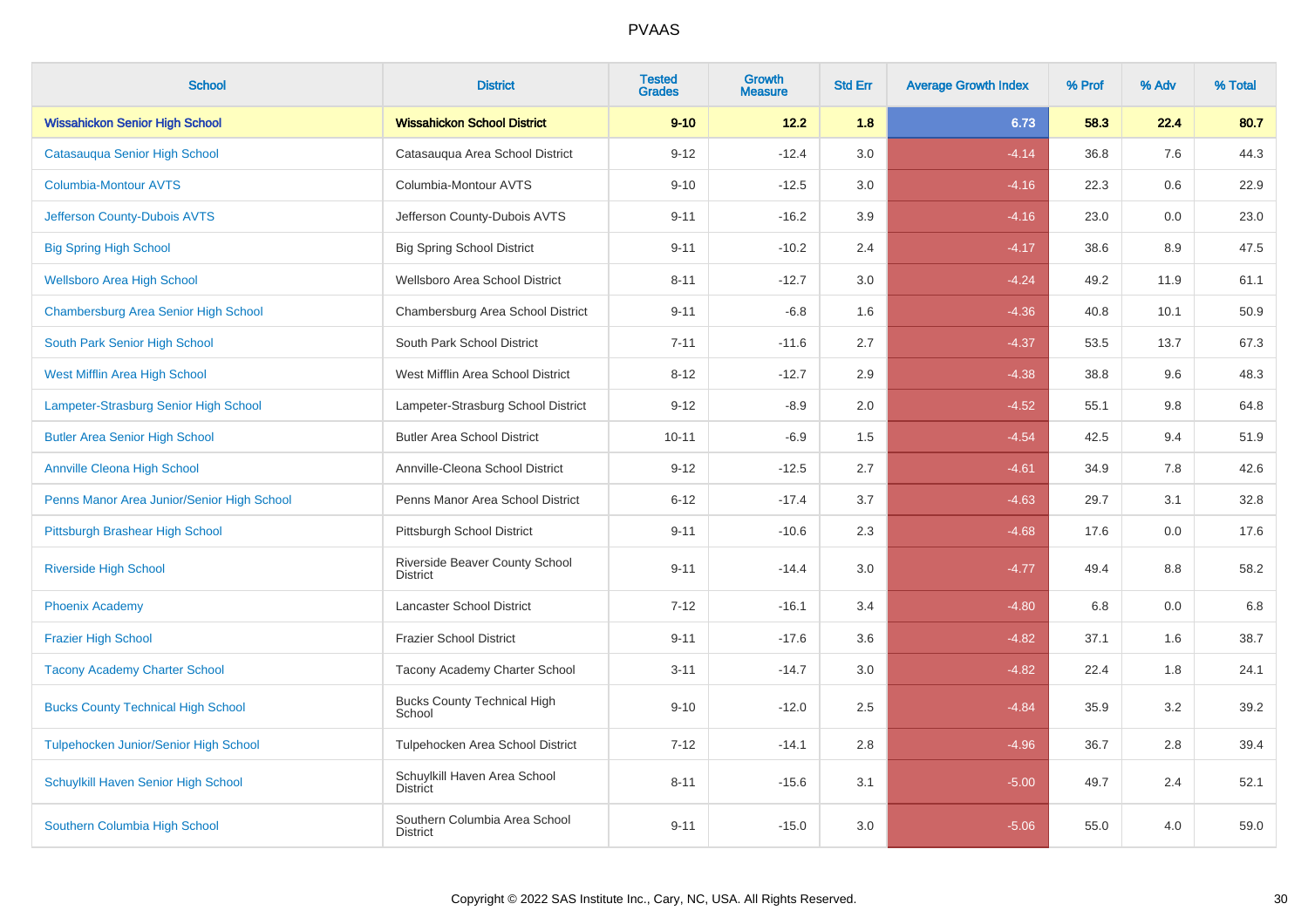# PVAAS

| School | District | Tested Grades | Growth Measure | Std Err | Average Growth Index | % Prof | % Adv | % Total |
|---|---|---|---|---|---|---|---|---|
| **Wissahickon Senior High School** | **Wissahickon School District** | **9-10** | **12.2** | **1.8** | **6.73** | **58.3** | **22.4** | **80.7** |
| Catasauqua Senior High School | Catasauqua Area School District | 9-12 | -12.4 | 3.0 | -4.14 | 36.8 | 7.6 | 44.3 |
| Columbia-Montour AVTS | Columbia-Montour AVTS | 9-10 | -12.5 | 3.0 | -4.16 | 22.3 | 0.6 | 22.9 |
| Jefferson County-Dubois AVTS | Jefferson County-Dubois AVTS | 9-11 | -16.2 | 3.9 | -4.16 | 23.0 | 0.0 | 23.0 |
| Big Spring High School | Big Spring School District | 9-11 | -10.2 | 2.4 | -4.17 | 38.6 | 8.9 | 47.5 |
| Wellsboro Area High School | Wellsboro Area School District | 8-11 | -12.7 | 3.0 | -4.24 | 49.2 | 11.9 | 61.1 |
| Chambersburg Area Senior High School | Chambersburg Area School District | 9-11 | -6.8 | 1.6 | -4.36 | 40.8 | 10.1 | 50.9 |
| South Park Senior High School | South Park School District | 7-11 | -11.6 | 2.7 | -4.37 | 53.5 | 13.7 | 67.3 |
| West Mifflin Area High School | West Mifflin Area School District | 8-12 | -12.7 | 2.9 | -4.38 | 38.8 | 9.6 | 48.3 |
| Lampeter-Strasburg Senior High School | Lampeter-Strasburg School District | 9-12 | -8.9 | 2.0 | -4.52 | 55.1 | 9.8 | 64.8 |
| Butler Area Senior High School | Butler Area School District | 10-11 | -6.9 | 1.5 | -4.54 | 42.5 | 9.4 | 51.9 |
| Annville Cleona High School | Annville-Cleona School District | 9-12 | -12.5 | 2.7 | -4.61 | 34.9 | 7.8 | 42.6 |
| Penns Manor Area Junior/Senior High School | Penns Manor Area School District | 6-12 | -17.4 | 3.7 | -4.63 | 29.7 | 3.1 | 32.8 |
| Pittsburgh Brashear High School | Pittsburgh School District | 9-11 | -10.6 | 2.3 | -4.68 | 17.6 | 0.0 | 17.6 |
| Riverside High School | Riverside Beaver County School District | 9-11 | -14.4 | 3.0 | -4.77 | 49.4 | 8.8 | 58.2 |
| Phoenix Academy | Lancaster School District | 7-12 | -16.1 | 3.4 | -4.80 | 6.8 | 0.0 | 6.8 |
| Frazier High School | Frazier School District | 9-11 | -17.6 | 3.6 | -4.82 | 37.1 | 1.6 | 38.7 |
| Tacony Academy Charter School | Tacony Academy Charter School | 3-11 | -14.7 | 3.0 | -4.82 | 22.4 | 1.8 | 24.1 |
| Bucks County Technical High School | Bucks County Technical High School | 9-10 | -12.0 | 2.5 | -4.84 | 35.9 | 3.2 | 39.2 |
| Tulpehocken Junior/Senior High School | Tulpehocken Area School District | 7-12 | -14.1 | 2.8 | -4.96 | 36.7 | 2.8 | 39.4 |
| Schuylkill Haven Senior High School | Schuylkill Haven Area School District | 8-11 | -15.6 | 3.1 | -5.00 | 49.7 | 2.4 | 52.1 |
| Southern Columbia High School | Southern Columbia Area School District | 9-11 | -15.0 | 3.0 | -5.06 | 55.0 | 4.0 | 59.0 |

Copyright © 2022 SAS Institute Inc., Cary, NC, USA. All Rights Reserved.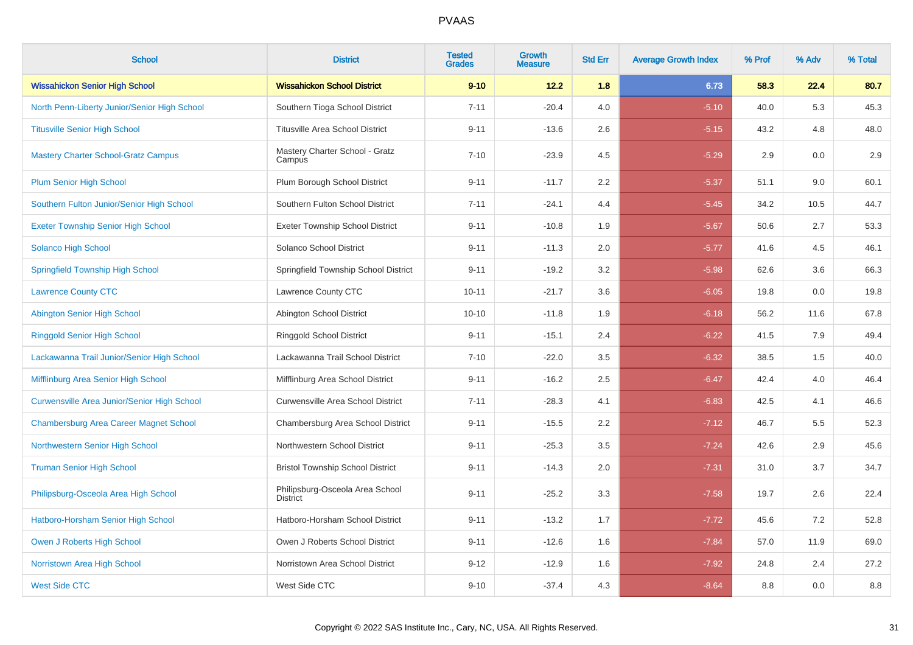# PVAAS

| School | District | Tested Grades | Growth Measure | Std Err | Average Growth Index | % Prof | % Adv | % Total |
|---|---|---|---|---|---|---|---|---|
| **Wissahickon Senior High School** | **Wissahickon School District** | **9-10** | **12.2** | **1.8** | **6.73** | **58.3** | **22.4** | **80.7** |
| North Penn-Liberty Junior/Senior High School | Southern Tioga School District | 7-11 | -20.4 | 4.0 | -5.10 | 40.0 | 5.3 | 45.3 |
| Titusville Senior High School | Titusville Area School District | 9-11 | -13.6 | 2.6 | -5.15 | 43.2 | 4.8 | 48.0 |
| Mastery Charter School-Gratz Campus | Mastery Charter School - Gratz Campus | 7-10 | -23.9 | 4.5 | -5.29 | 2.9 | 0.0 | 2.9 |
| Plum Senior High School | Plum Borough School District | 9-11 | -11.7 | 2.2 | -5.37 | 51.1 | 9.0 | 60.1 |
| Southern Fulton Junior/Senior High School | Southern Fulton School District | 7-11 | -24.1 | 4.4 | -5.45 | 34.2 | 10.5 | 44.7 |
| Exeter Township Senior High School | Exeter Township School District | 9-11 | -10.8 | 1.9 | -5.67 | 50.6 | 2.7 | 53.3 |
| Solanco High School | Solanco School District | 9-11 | -11.3 | 2.0 | -5.77 | 41.6 | 4.5 | 46.1 |
| Springfield Township High School | Springfield Township School District | 9-11 | -19.2 | 3.2 | -5.98 | 62.6 | 3.6 | 66.3 |
| Lawrence County CTC | Lawrence County CTC | 10-11 | -21.7 | 3.6 | -6.05 | 19.8 | 0.0 | 19.8 |
| Abington Senior High School | Abington School District | 10-10 | -11.8 | 1.9 | -6.18 | 56.2 | 11.6 | 67.8 |
| Ringgold Senior High School | Ringgold School District | 9-11 | -15.1 | 2.4 | -6.22 | 41.5 | 7.9 | 49.4 |
| Lackawanna Trail Junior/Senior High School | Lackawanna Trail School District | 7-10 | -22.0 | 3.5 | -6.32 | 38.5 | 1.5 | 40.0 |
| Mifflinburg Area Senior High School | Mifflinburg Area School District | 9-11 | -16.2 | 2.5 | -6.47 | 42.4 | 4.0 | 46.4 |
| Curwensville Area Junior/Senior High School | Curwensville Area School District | 7-11 | -28.3 | 4.1 | -6.83 | 42.5 | 4.1 | 46.6 |
| Chambersburg Area Career Magnet School | Chambersburg Area School District | 9-11 | -15.5 | 2.2 | -7.12 | 46.7 | 5.5 | 52.3 |
| Northwestern Senior High School | Northwestern School District | 9-11 | -25.3 | 3.5 | -7.24 | 42.6 | 2.9 | 45.6 |
| Truman Senior High School | Bristol Township School District | 9-11 | -14.3 | 2.0 | -7.31 | 31.0 | 3.7 | 34.7 |
| Philipsburg-Osceola Area High School | Philipsburg-Osceola Area School District | 9-11 | -25.2 | 3.3 | -7.58 | 19.7 | 2.6 | 22.4 |
| Hatboro-Horsham Senior High School | Hatboro-Horsham School District | 9-11 | -13.2 | 1.7 | -7.72 | 45.6 | 7.2 | 52.8 |
| Owen J Roberts High School | Owen J Roberts School District | 9-11 | -12.6 | 1.6 | -7.84 | 57.0 | 11.9 | 69.0 |
| Norristown Area High School | Norristown Area School District | 9-12 | -12.9 | 1.6 | -7.92 | 24.8 | 2.4 | 27.2 |
| West Side CTC | West Side CTC | 9-10 | -37.4 | 4.3 | -8.64 | 8.8 | 0.0 | 8.8 |

Copyright © 2022 SAS Institute Inc., Cary, NC, USA. All Rights Reserved.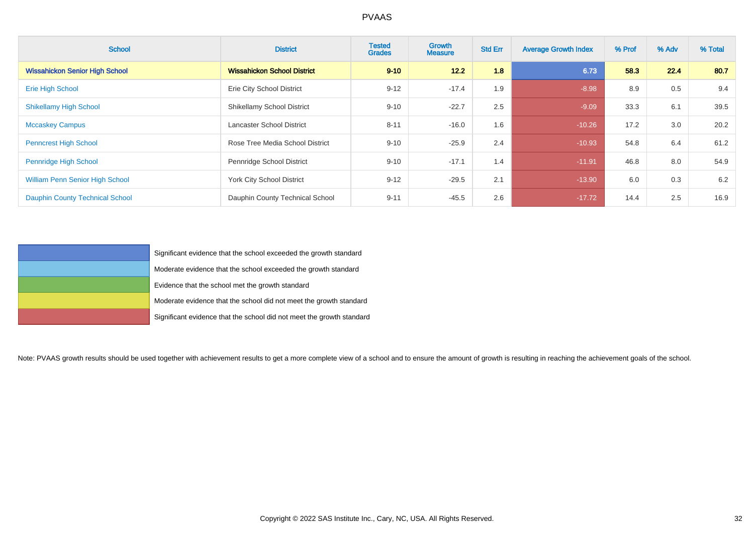# PVAAS

| School | District | Tested Grades | Growth Measure | Std Err | Average Growth Index | % Prof | % Adv | % Total |
|---|---|---|---|---|---|---|---|---|
| **Wissahickon Senior High School** | **Wissahickon School District** | **9-10** | **12.2** | **1.8** | **6.73** | **58.3** | **22.4** | **80.7** |
| Erie High School | Erie City School District | 9-12 | -17.4 | 1.9 | -8.98 | 8.9 | 0.5 | 9.4 |
| Shikellamy High School | Shikellamy School District | 9-10 | -22.7 | 2.5 | -9.09 | 33.3 | 6.1 | 39.5 |
| Mccaskey Campus | Lancaster School District | 8-11 | -16.0 | 1.6 | -10.26 | 17.2 | 3.0 | 20.2 |
| Penncrest High School | Rose Tree Media School District | 9-10 | -25.9 | 2.4 | -10.93 | 54.8 | 6.4 | 61.2 |
| Pennridge High School | Pennridge School District | 9-10 | -17.1 | 1.4 | -11.91 | 46.8 | 8.0 | 54.9 |
| William Penn Senior High School | York City School District | 9-12 | -29.5 | 2.1 | -13.90 | 6.0 | 0.3 | 6.2 |
| Dauphin County Technical School | Dauphin County Technical School | 9-11 | -45.5 | 2.6 | -17.72 | 14.4 | 2.5 | 16.9 |

- Significant evidence that the school exceeded the growth standard
- Moderate evidence that the school exceeded the growth standard
- Evidence that the school met the growth standard
- Moderate evidence that the school did not meet the growth standard
- Significant evidence that the school did not meet the growth standard

Note: PVAAS growth results should be used together with achievement results to get a more complete view of a school and to ensure the amount of growth is resulting in reaching the achievement goals of the school.

Copyright © 2022 SAS Institute Inc., Cary, NC, USA. All Rights Reserved.